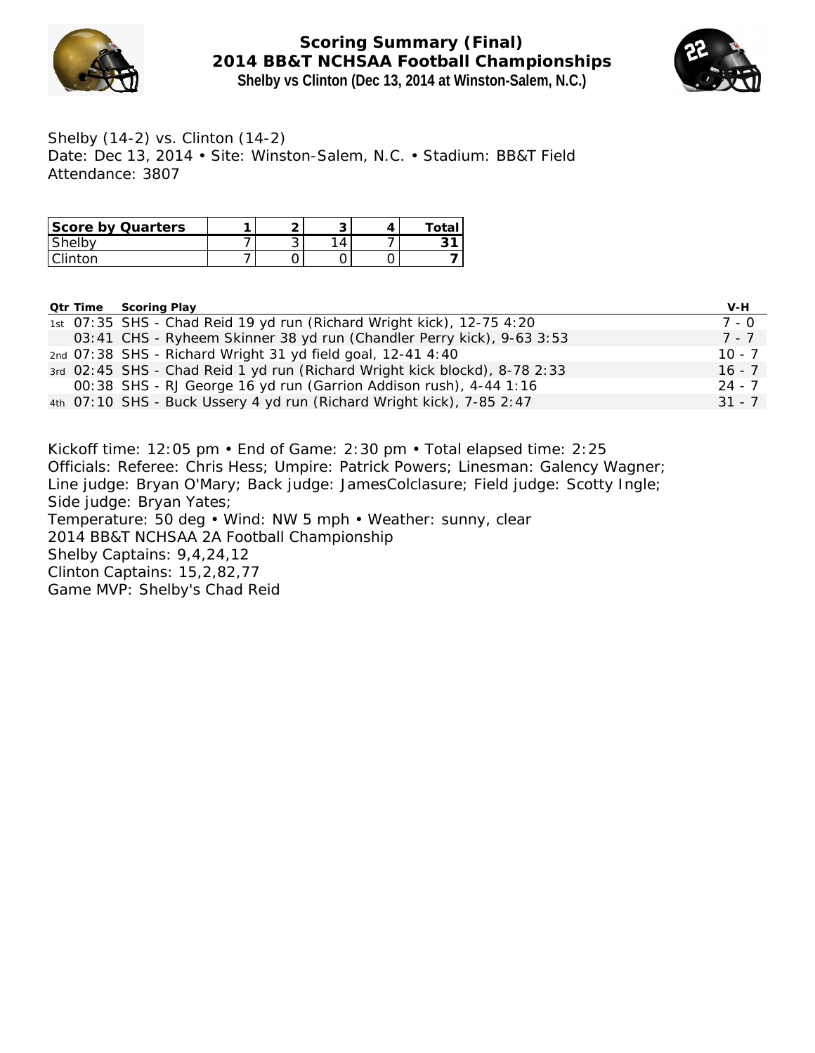# Scoring Summary (Final)
## 2014 BB&T NCHSAA Football Championships
### Shelby vs Clinton (Dec 13, 2014 at Winston-Salem, N.C.)

Shelby (14-2) vs. Clinton (14-2)
Date: Dec 13, 2014 • Site: Winston-Salem, N.C. • Stadium: BB&T Field
Attendance: 3807

| Score by Quarters | 1 | 2 | 3 | 4 | Total |
|---|---|---|---|---|---|
| Shelby | 7 | 3 | 14 | 7 | **31** |
| Clinton | 7 | 0 | 0 | 0 | **7** |

| Qtr | Time | Scoring Play | V-H |
|---|---|---|---|
| 1st | 07:35 | SHS - Chad Reid 19 yd run (Richard Wright kick), 12-75 4:20 | 7 - 0 |
| | 03:41 | CHS - Ryheem Skinner 38 yd run (Chandler Perry kick), 9-63 3:53 | 7 - 7 |
| 2nd | 07:38 | SHS - Richard Wright 31 yd field goal, 12-41 4:40 | 10 - 7 |
| 3rd | 02:45 | SHS - Chad Reid 1 yd run (Richard Wright kick blockd), 8-78 2:33 | 16 - 7 |
| | 00:38 | SHS - RJ George 16 yd run (Garrion Addison rush), 4-44 1:16 | 24 - 7 |
| 4th | 07:10 | SHS - Buck Ussery 4 yd run (Richard Wright kick), 7-85 2:47 | 31 - 7 |

Kickoff time: 12:05 pm • End of Game: 2:30 pm • Total elapsed time: 2:25
Officials: Referee: Chris Hess; Umpire: Patrick Powers; Linesman: Galency Wagner; Line judge: Bryan O'Mary; Back judge: JamesColclasure; Field judge: Scotty Ingle; Side judge: Bryan Yates;
Temperature: 50 deg • Wind: NW 5 mph • Weather: sunny, clear
2014 BB&T NCHSAA 2A Football Championship
Shelby Captains: 9,4,24,12
Clinton Captains: 15,2,82,77
Game MVP: Shelby's Chad Reid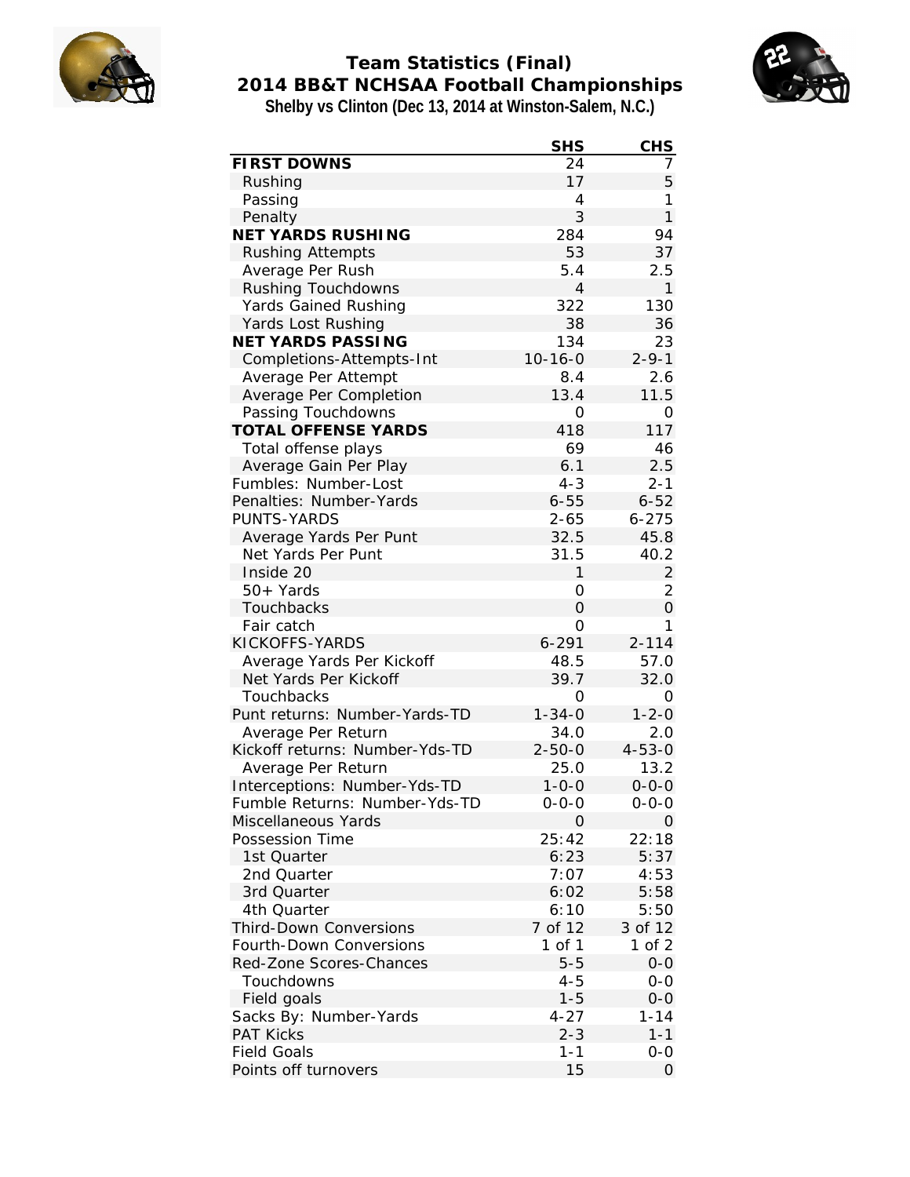# Team Statistics (Final)
## 2014 BB&T NCHSAA Football Championships
### Shelby vs Clinton (Dec 13, 2014 at Winston-Salem, N.C.)

| | SHS | CHS |
|---|---|---|
| **FIRST DOWNS** | 24 | 7 |
| Rushing | 17 | 5 |
| Passing | 4 | 1 |
| Penalty | 3 | 1 |
| **NET YARDS RUSHING** | 284 | 94 |
| Rushing Attempts | 53 | 37 |
| Average Per Rush | 5.4 | 2.5 |
| Rushing Touchdowns | 4 | 1 |
| Yards Gained Rushing | 322 | 130 |
| Yards Lost Rushing | 38 | 36 |
| **NET YARDS PASSING** | 134 | 23 |
| Completions-Attempts-Int | 10-16-0 | 2-9-1 |
| Average Per Attempt | 8.4 | 2.6 |
| Average Per Completion | 13.4 | 11.5 |
| Passing Touchdowns | 0 | 0 |
| **TOTAL OFFENSE YARDS** | 418 | 117 |
| Total offense plays | 69 | 46 |
| Average Gain Per Play | 6.1 | 2.5 |
| Fumbles: Number-Lost | 4-3 | 2-1 |
| Penalties: Number-Yards | 6-55 | 6-52 |
| PUNTS-YARDS | 2-65 | 6-275 |
| Average Yards Per Punt | 32.5 | 45.8 |
| Net Yards Per Punt | 31.5 | 40.2 |
| Inside 20 | 1 | 2 |
| 50+ Yards | 0 | 2 |
| Touchbacks | 0 | 0 |
| Fair catch | 0 | 1 |
| KICKOFFS-YARDS | 6-291 | 2-114 |
| Average Yards Per Kickoff | 48.5 | 57.0 |
| Net Yards Per Kickoff | 39.7 | 32.0 |
| Touchbacks | 0 | 0 |
| Punt returns: Number-Yards-TD | 1-34-0 | 1-2-0 |
| Average Per Return | 34.0 | 2.0 |
| Kickoff returns: Number-Yds-TD | 2-50-0 | 4-53-0 |
| Average Per Return | 25.0 | 13.2 |
| Interceptions: Number-Yds-TD | 1-0-0 | 0-0-0 |
| Fumble Returns: Number-Yds-TD | 0-0-0 | 0-0-0 |
| Miscellaneous Yards | 0 | 0 |
| Possession Time | 25:42 | 22:18 |
| 1st Quarter | 6:23 | 5:37 |
| 2nd Quarter | 7:07 | 4:53 |
| 3rd Quarter | 6:02 | 5:58 |
| 4th Quarter | 6:10 | 5:50 |
| Third-Down Conversions | 7 of 12 | 3 of 12 |
| Fourth-Down Conversions | 1 of 1 | 1 of 2 |
| Red-Zone Scores-Chances | 5-5 | 0-0 |
| Touchdowns | 4-5 | 0-0 |
| Field goals | 1-5 | 0-0 |
| Sacks By: Number-Yards | 4-27 | 1-14 |
| PAT Kicks | 2-3 | 1-1 |
| Field Goals | 1-1 | 0-0 |
| Points off turnovers | 15 | 0 |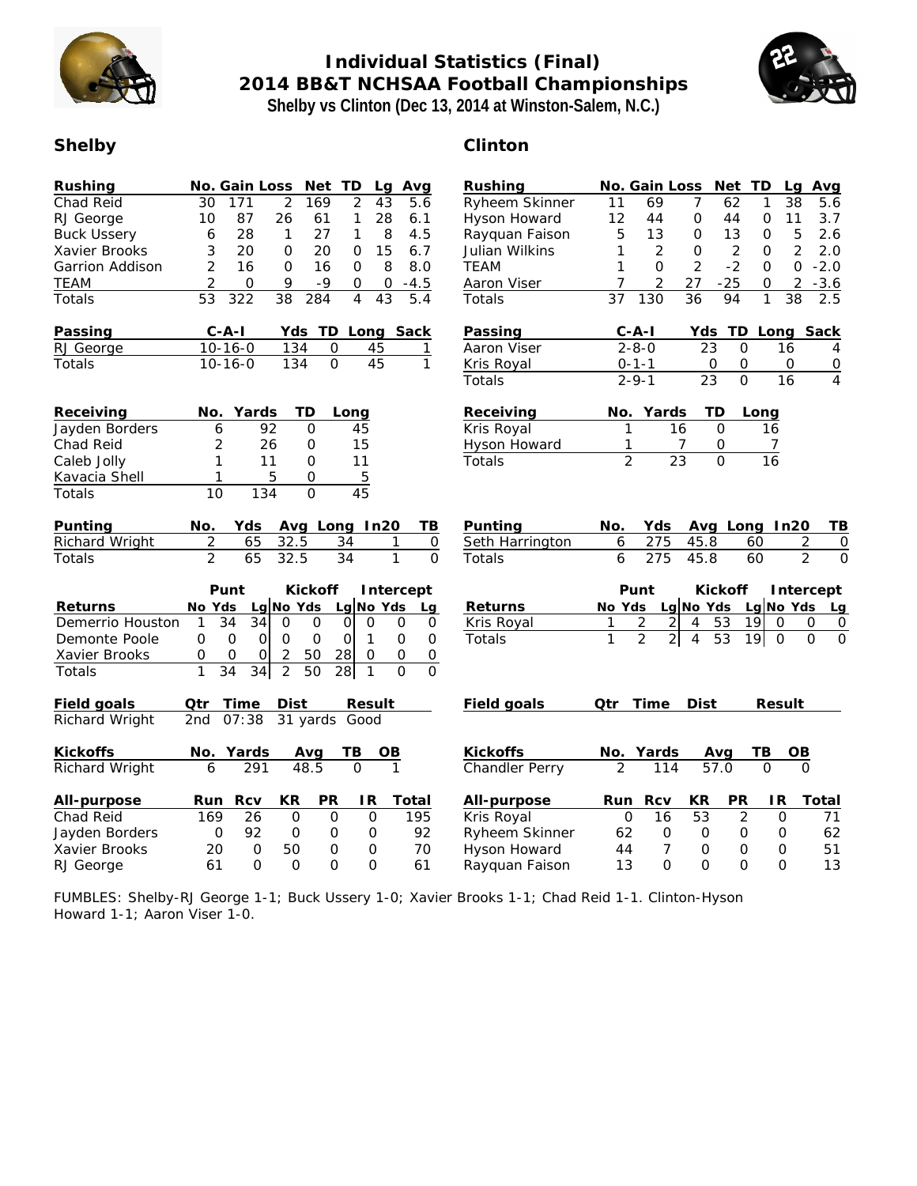# Individual Statistics (Final)
## 2014 BB&T NCHSAA Football Championships
### Shelby vs Clinton (Dec 13, 2014 at Winston-Salem, N.C.)

## Shelby

| Rushing | No. | Gain | Loss | Net | TD | Lg | Avg |
|---|---|---|---|---|---|---|---|
| Chad Reid | 30 | 171 | 2 | 169 | 2 | 43 | 5.6 |
| RJ George | 10 | 87 | 26 | 61 | 1 | 28 | 6.1 |
| Buck Ussery | 6 | 28 | 1 | 27 | 1 | 8 | 4.5 |
| Xavier Brooks | 3 | 20 | 0 | 20 | 0 | 15 | 6.7 |
| Garrion Addison | 2 | 16 | 0 | 16 | 0 | 8 | 8.0 |
| TEAM | 2 | 0 | 9 | -9 | 0 | 0 | -4.5 |
| Totals | 53 | 322 | 38 | 284 | 4 | 43 | 5.4 |

| Passing | C-A-I | Yds | TD | Long | Sack |
|---|---|---|---|---|---|
| RJ George | 10-16-0 | 134 | 0 | 45 | 1 |
| Totals | 10-16-0 | 134 | 0 | 45 | 1 |

| Receiving | No. | Yards | TD | Long |
|---|---|---|---|---|
| Jayden Borders | 6 | 92 | 0 | 45 |
| Chad Reid | 2 | 26 | 0 | 15 |
| Caleb Jolly | 1 | 11 | 0 | 11 |
| Kavacia Shell | 1 | 5 | 0 | 5 |
| Totals | 10 | 134 | 0 | 45 |

| Punting | No. | Yds | Avg | Long | In20 | TB |
|---|---|---|---|---|---|---|
| Richard Wright | 2 | 65 | 32.5 | 34 | 1 | 0 |
| Totals | 2 | 65 | 32.5 | 34 | 1 | 0 |

| | Punt | | | Kickoff | | | Intercept | | |
|---|---|---|---|---|---|---|---|---|---|
| Returns | No | Yds | Lg | No | Yds | Lg | No | Yds | Lg |
| Demerrio Houston | 1 | 34 | 34 | 0 | 0 | 0 | 0 | 0 | 0 |
| Demonte Poole | 0 | 0 | 0 | 0 | 0 | 0 | 1 | 0 | 0 |
| Xavier Brooks | 0 | 0 | 0 | 2 | 50 | 28 | 0 | 0 | 0 |
| Totals | 1 | 34 | 34 | 2 | 50 | 28 | 1 | 0 | 0 |

| Field goals | Qtr | Time | Dist | Result |
|---|---|---|---|---|
| Richard Wright | 2nd | 07:38 | 31 yards | Good |

| Kickoffs | No. | Yards | Avg | TB | OB |
|---|---|---|---|---|---|
| Richard Wright | 6 | 291 | 48.5 | 0 | 1 |

| All-purpose | Run | Rcv | KR | PR | IR | Total |
|---|---|---|---|---|---|---|
| Chad Reid | 169 | 26 | 0 | 0 | 0 | 195 |
| Jayden Borders | 0 | 92 | 0 | 0 | 0 | 92 |
| Xavier Brooks | 20 | 0 | 50 | 0 | 0 | 70 |
| RJ George | 61 | 0 | 0 | 0 | 0 | 61 |

## Clinton

| Rushing | No. | Gain | Loss | Net | TD | Lg | Avg |
|---|---|---|---|---|---|---|---|
| Ryheem Skinner | 11 | 69 | 7 | 62 | 1 | 38 | 5.6 |
| Hyson Howard | 12 | 44 | 0 | 44 | 0 | 11 | 3.7 |
| Rayquan Faison | 5 | 13 | 0 | 13 | 0 | 5 | 2.6 |
| Julian Wilkins | 1 | 2 | 0 | 2 | 0 | 2 | 2.0 |
| TEAM | 1 | 0 | 2 | -2 | 0 | 0 | -2.0 |
| Aaron Viser | 7 | 2 | 27 | -25 | 0 | 2 | -3.6 |
| Totals | 37 | 130 | 36 | 94 | 1 | 38 | 2.5 |

| Passing | C-A-I | Yds | TD | Long | Sack |
|---|---|---|---|---|---|
| Aaron Viser | 2-8-0 | 23 | 0 | 16 | 4 |
| Kris Royal | 0-1-1 | 0 | 0 | 0 | 0 |
| Totals | 2-9-1 | 23 | 0 | 16 | 4 |

| Receiving | No. | Yards | TD | Long |
|---|---|---|---|---|
| Kris Royal | 1 | 16 | 0 | 16 |
| Hyson Howard | 1 | 7 | 0 | 7 |
| Totals | 2 | 23 | 0 | 16 |

| Punting | No. | Yds | Avg | Long | In20 | TB |
|---|---|---|---|---|---|---|
| Seth Harrington | 6 | 275 | 45.8 | 60 | 2 | 0 |
| Totals | 6 | 275 | 45.8 | 60 | 2 | 0 |

| | Punt | | | Kickoff | | | Intercept | | |
|---|---|---|---|---|---|---|---|---|---|
| Returns | No | Yds | Lg | No | Yds | Lg | No | Yds | Lg |
| Kris Royal | 1 | 2 | 2 | 4 | 53 | 19 | 0 | 0 | 0 |
| Totals | 1 | 2 | 2 | 4 | 53 | 19 | 0 | 0 | 0 |

| Field goals | Qtr | Time | Dist | Result |
|---|---|---|---|---|

| Kickoffs | No. | Yards | Avg | TB | OB |
|---|---|---|---|---|---|
| Chandler Perry | 2 | 114 | 57.0 | 0 | 0 |

| All-purpose | Run | Rcv | KR | PR | IR | Total |
|---|---|---|---|---|---|---|
| Kris Royal | 0 | 16 | 53 | 2 | 0 | 71 |
| Ryheem Skinner | 62 | 0 | 0 | 0 | 0 | 62 |
| Hyson Howard | 44 | 7 | 0 | 0 | 0 | 51 |
| Rayquan Faison | 13 | 0 | 0 | 0 | 0 | 13 |

FUMBLES: Shelby-RJ George 1-1; Buck Ussery 1-0; Xavier Brooks 1-1; Chad Reid 1-1. Clinton-Hyson Howard 1-1; Aaron Viser 1-0.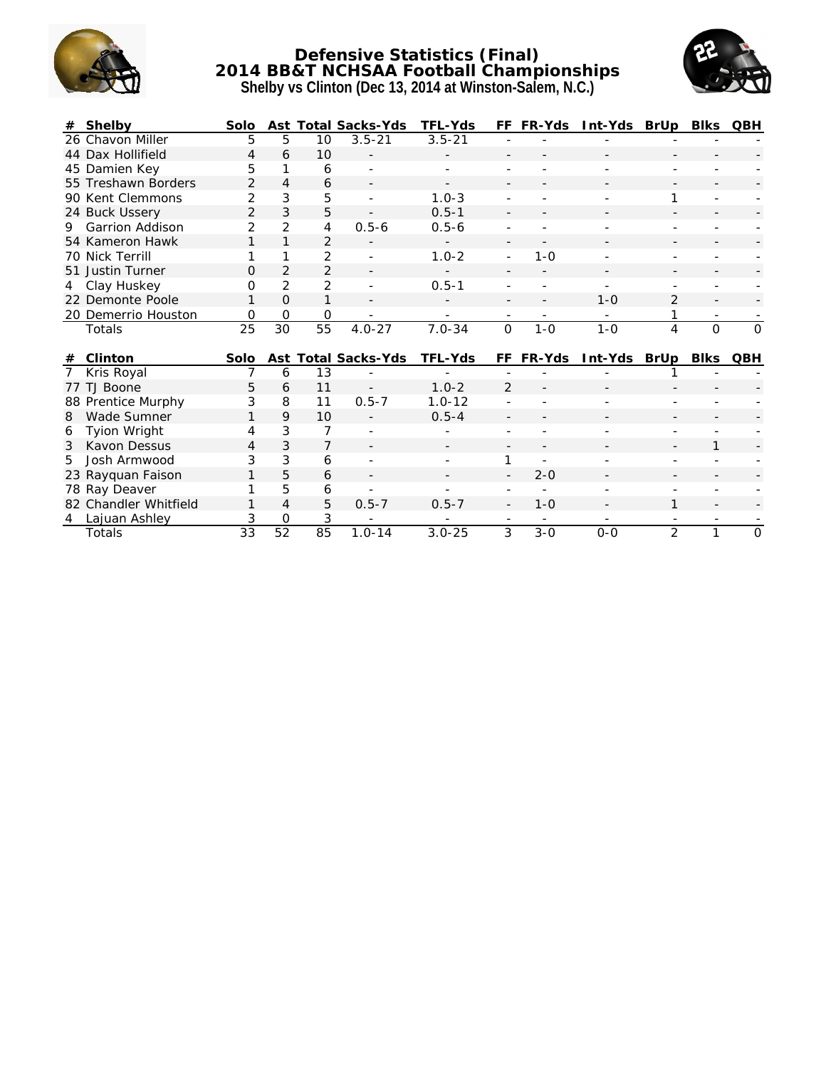# Defensive Statistics (Final)
## 2014 BB&T NCHSAA Football Championships
### Shelby vs Clinton (Dec 13, 2014 at Winston-Salem, N.C.)

| # | Shelby | Solo | Ast | Total | Sacks-Yds | TFL-Yds | FF | FR-Yds | Int-Yds | BrUp | Blks | QBH |
|---|---|---|---|---|---|---|---|---|---|---|---|---|
| 26 | Chavon Miller | 5 | 5 | 10 | 3.5-21 | 3.5-21 | - | - | - | - | - | - |
| 44 | Dax Hollifield | 4 | 6 | 10 | - | - | - | - | - | - | - | - |
| 45 | Damien Key | 5 | 1 | 6 | - | - | - | - | - | - | - | - |
| 55 | Treshawn Borders | 2 | 4 | 6 | - | - | - | - | - | - | - | - |
| 90 | Kent Clemmons | 2 | 3 | 5 | - | 1.0-3 | - | - | - | 1 | - | - |
| 24 | Buck Ussery | 2 | 3 | 5 | - | 0.5-1 | - | - | - | - | - | - |
| 9 | Garrion Addison | 2 | 2 | 4 | 0.5-6 | 0.5-6 | - | - | - | - | - | - |
| 54 | Kameron Hawk | 1 | 1 | 2 | - | - | - | - | - | - | - | - |
| 70 | Nick Terrill | 1 | 1 | 2 | - | 1.0-2 | - | 1-0 | - | - | - | - |
| 51 | Justin Turner | 0 | 2 | 2 | - | - | - | - | - | - | - | - |
| 4 | Clay Huskey | 0 | 2 | 2 | - | 0.5-1 | - | - | - | - | - | - |
| 22 | Demonte Poole | 1 | 0 | 1 | - | - | - | - | 1-0 | 2 | - | - |
| 20 | Demerrio Houston | 0 | 0 | 0 | - | - | - | - | - | 1 | - | - |
| | Totals | 25 | 30 | 55 | 4.0-27 | 7.0-34 | 0 | 1-0 | 1-0 | 4 | 0 | 0 |

| # | Clinton | Solo | Ast | Total | Sacks-Yds | TFL-Yds | FF | FR-Yds | Int-Yds | BrUp | Blks | QBH |
|---|---|---|---|---|---|---|---|---|---|---|---|---|
| 7 | Kris Royal | 7 | 6 | 13 | - | - | - | - | - | 1 | - | - |
| 77 | TJ Boone | 5 | 6 | 11 | - | 1.0-2 | 2 | - | - | - | - | - |
| 88 | Prentice Murphy | 3 | 8 | 11 | 0.5-7 | 1.0-12 | - | - | - | - | - | - |
| 8 | Wade Sumner | 1 | 9 | 10 | - | 0.5-4 | - | - | - | - | - | - |
| 6 | Tyion Wright | 4 | 3 | 7 | - | - | - | - | - | - | - | - |
| 3 | Kavon Dessus | 4 | 3 | 7 | - | - | - | - | - | - | 1 | - |
| 5 | Josh Armwood | 3 | 3 | 6 | - | - | 1 | - | - | - | - | - |
| 23 | Rayquan Faison | 1 | 5 | 6 | - | - | - | 2-0 | - | - | - | - |
| 78 | Ray Deaver | 1 | 5 | 6 | - | - | - | - | - | - | - | - |
| 82 | Chandler Whitfield | 1 | 4 | 5 | 0.5-7 | 0.5-7 | - | 1-0 | - | 1 | - | - |
| 4 | Lajuan Ashley | 3 | 0 | 3 | - | - | - | - | - | - | - | - |
| | Totals | 33 | 52 | 85 | 1.0-14 | 3.0-25 | 3 | 3-0 | 0-0 | 2 | 1 | 0 |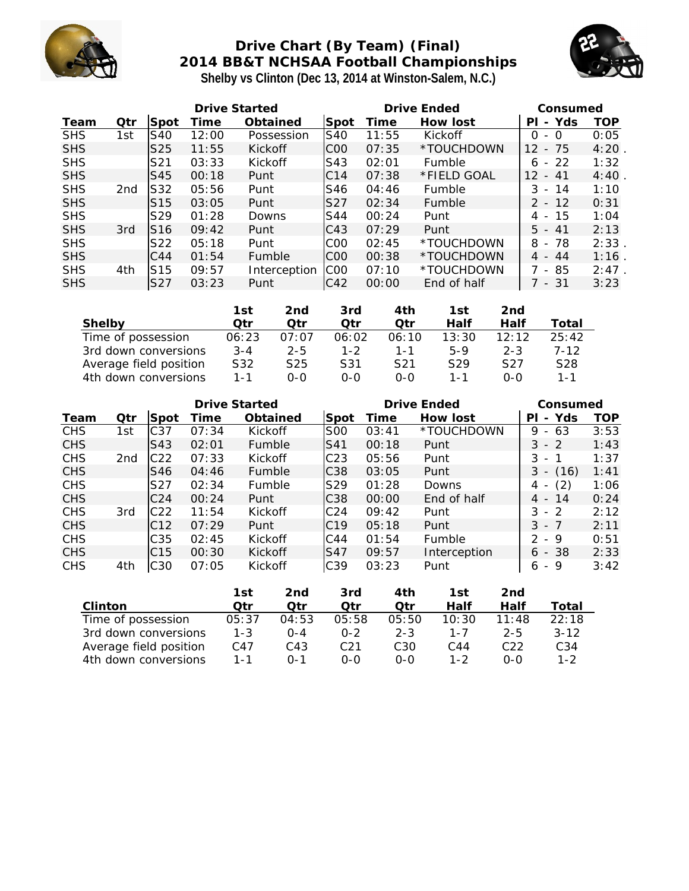# Drive Chart (By Team) (Final)
## 2014 BB&T NCHSAA Football Championships
### Shelby vs Clinton (Dec 13, 2014 at Winston-Salem, N.C.)

| | | Drive Started | | | Drive Ended | | | Consumed | |
|---|---|---|---|---|---|---|---|---|---|
| **Team** | **Qtr** | **Spot** | **Time** | **Obtained** | **Spot** | **Time** | **How lost** | **Pl - Yds** | **TOP** |
| SHS | 1st | S40 | 12:00 | Possession | S40 | 11:55 | Kickoff | 0 - 0 | 0:05 |
| SHS | | S25 | 11:55 | Kickoff | C00 | 07:35 | *TOUCHDOWN | 12 - 75 | 4:20 . |
| SHS | | S21 | 03:33 | Kickoff | S43 | 02:01 | Fumble | 6 - 22 | 1:32 |
| SHS | | S45 | 00:18 | Punt | C14 | 07:38 | *FIELD GOAL | 12 - 41 | 4:40 . |
| SHS | 2nd | S32 | 05:56 | Punt | S46 | 04:46 | Fumble | 3 - 14 | 1:10 |
| SHS | | S15 | 03:05 | Punt | S27 | 02:34 | Fumble | 2 - 12 | 0:31 |
| SHS | | S29 | 01:28 | Downs | S44 | 00:24 | Punt | 4 - 15 | 1:04 |
| SHS | 3rd | S16 | 09:42 | Punt | C43 | 07:29 | Punt | 5 - 41 | 2:13 |
| SHS | | S22 | 05:18 | Punt | C00 | 02:45 | *TOUCHDOWN | 8 - 78 | 2:33 . |
| SHS | | C44 | 01:54 | Fumble | C00 | 00:38 | *TOUCHDOWN | 4 - 44 | 1:16 . |
| SHS | 4th | S15 | 09:57 | Interception | C00 | 07:10 | *TOUCHDOWN | 7 - 85 | 2:47 . |
| SHS | | S27 | 03:23 | Punt | C42 | 00:00 | End of half | 7 - 31 | 3:23 |

| Shelby | 1st Qtr | 2nd Qtr | 3rd Qtr | 4th Qtr | 1st Half | 2nd Half | Total |
|---|---|---|---|---|---|---|---|
| Time of possession | 06:23 | 07:07 | 06:02 | 06:10 | 13:30 | 12:12 | 25:42 |
| 3rd down conversions | 3-4 | 2-5 | 1-2 | 1-1 | 5-9 | 2-3 | 7-12 |
| Average field position | S32 | S25 | S31 | S21 | S29 | S27 | S28 |
| 4th down conversions | 1-1 | 0-0 | 0-0 | 0-0 | 1-1 | 0-0 | 1-1 |

| | | Drive Started | | | Drive Ended | | | Consumed | |
|---|---|---|---|---|---|---|---|---|---|
| **Team** | **Qtr** | **Spot** | **Time** | **Obtained** | **Spot** | **Time** | **How lost** | **Pl - Yds** | **TOP** |
| CHS | 1st | C37 | 07:34 | Kickoff | S00 | 03:41 | *TOUCHDOWN | 9 - 63 | 3:53 |
| CHS | | S43 | 02:01 | Fumble | S41 | 00:18 | Punt | 3 - 2 | 1:43 |
| CHS | 2nd | C22 | 07:33 | Kickoff | C23 | 05:56 | Punt | 3 - 1 | 1:37 |
| CHS | | S46 | 04:46 | Fumble | C38 | 03:05 | Punt | 3 - (16) | 1:41 |
| CHS | | S27 | 02:34 | Fumble | S29 | 01:28 | Downs | 4 - (2) | 1:06 |
| CHS | | C24 | 00:24 | Punt | C38 | 00:00 | End of half | 4 - 14 | 0:24 |
| CHS | 3rd | C22 | 11:54 | Kickoff | C24 | 09:42 | Punt | 3 - 2 | 2:12 |
| CHS | | C12 | 07:29 | Punt | C19 | 05:18 | Punt | 3 - 7 | 2:11 |
| CHS | | C35 | 02:45 | Kickoff | C44 | 01:54 | Fumble | 2 - 9 | 0:51 |
| CHS | | C15 | 00:30 | Kickoff | S47 | 09:57 | Interception | 6 - 38 | 2:33 |
| CHS | 4th | C30 | 07:05 | Kickoff | C39 | 03:23 | Punt | 6 - 9 | 3:42 |

| Clinton | 1st Qtr | 2nd Qtr | 3rd Qtr | 4th Qtr | 1st Half | 2nd Half | Total |
|---|---|---|---|---|---|---|---|
| Time of possession | 05:37 | 04:53 | 05:58 | 05:50 | 10:30 | 11:48 | 22:18 |
| 3rd down conversions | 1-3 | 0-4 | 0-2 | 2-3 | 1-7 | 2-5 | 3-12 |
| Average field position | C47 | C43 | C21 | C30 | C44 | C22 | C34 |
| 4th down conversions | 1-1 | 0-1 | 0-0 | 0-0 | 1-2 | 0-0 | 1-2 |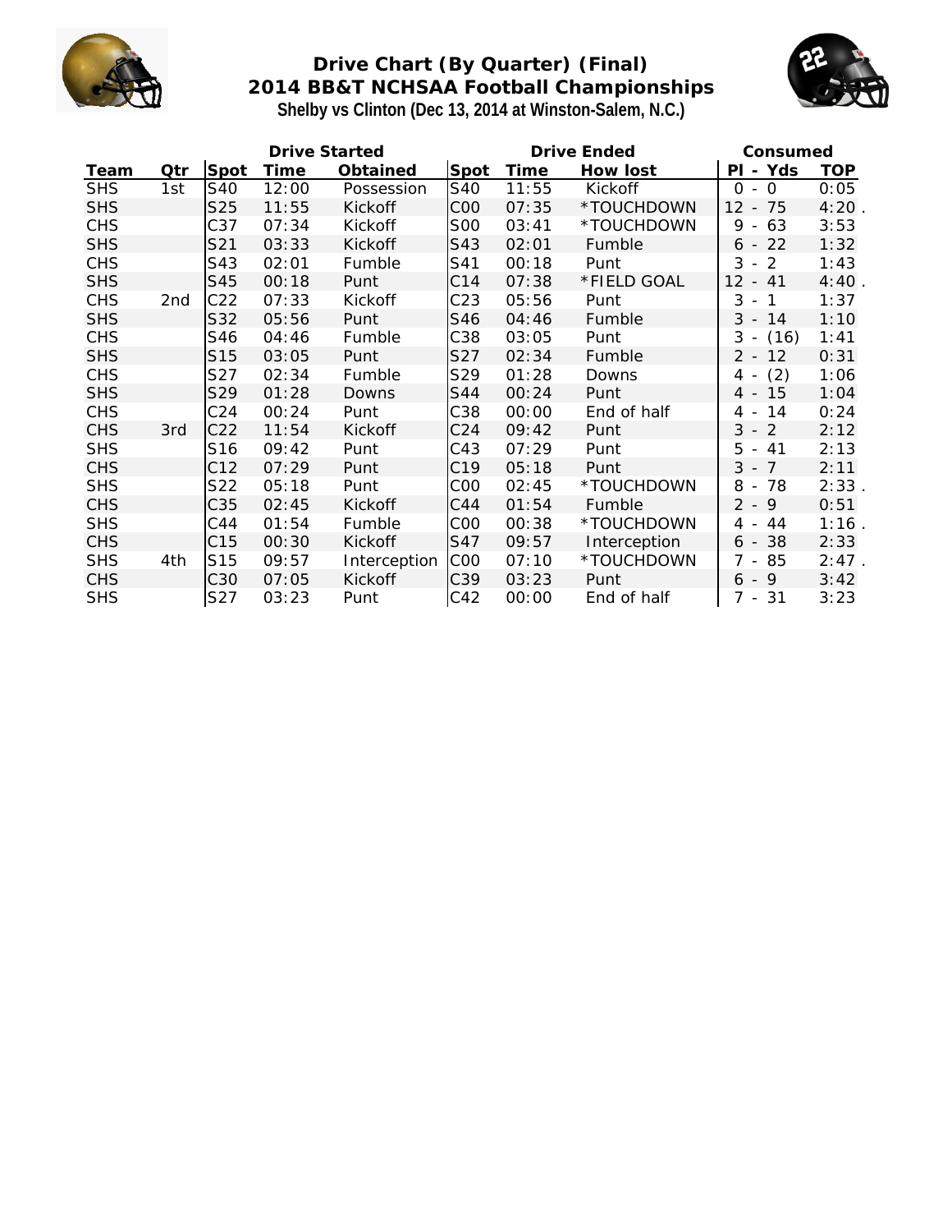# Drive Chart (By Quarter) (Final)
## 2014 BB&T NCHSAA Football Championships
### Shelby vs Clinton (Dec 13, 2014 at Winston-Salem, N.C.)

| | | Drive Started | | | Drive Ended | | | Consumed | |
|---|---|---|---|---|---|---|---|---|---|
| Team | Qtr | Spot | Time | Obtained | Spot | Time | How lost | Pl - Yds | TOP |
| SHS | 1st | S40 | 12:00 | Possession | S40 | 11:55 | Kickoff | 0 - 0 | 0:05 |
| SHS | | S25 | 11:55 | Kickoff | C00 | 07:35 | *TOUCHDOWN | 12 - 75 | 4:20 . |
| CHS | | C37 | 07:34 | Kickoff | S00 | 03:41 | *TOUCHDOWN | 9 - 63 | 3:53 |
| SHS | | S21 | 03:33 | Kickoff | S43 | 02:01 | Fumble | 6 - 22 | 1:32 |
| CHS | | S43 | 02:01 | Fumble | S41 | 00:18 | Punt | 3 - 2 | 1:43 |
| SHS | | S45 | 00:18 | Punt | C14 | 07:38 | *FIELD GOAL | 12 - 41 | 4:40 . |
| CHS | 2nd | C22 | 07:33 | Kickoff | C23 | 05:56 | Punt | 3 - 1 | 1:37 |
| SHS | | S32 | 05:56 | Punt | S46 | 04:46 | Fumble | 3 - 14 | 1:10 |
| CHS | | S46 | 04:46 | Fumble | C38 | 03:05 | Punt | 3 - (16) | 1:41 |
| SHS | | S15 | 03:05 | Punt | S27 | 02:34 | Fumble | 2 - 12 | 0:31 |
| CHS | | S27 | 02:34 | Fumble | S29 | 01:28 | Downs | 4 - (2) | 1:06 |
| SHS | | S29 | 01:28 | Downs | S44 | 00:24 | Punt | 4 - 15 | 1:04 |
| CHS | | C24 | 00:24 | Punt | C38 | 00:00 | End of half | 4 - 14 | 0:24 |
| CHS | 3rd | C22 | 11:54 | Kickoff | C24 | 09:42 | Punt | 3 - 2 | 2:12 |
| SHS | | S16 | 09:42 | Punt | C43 | 07:29 | Punt | 5 - 41 | 2:13 |
| CHS | | C12 | 07:29 | Punt | C19 | 05:18 | Punt | 3 - 7 | 2:11 |
| SHS | | S22 | 05:18 | Punt | C00 | 02:45 | *TOUCHDOWN | 8 - 78 | 2:33 . |
| CHS | | C35 | 02:45 | Kickoff | C44 | 01:54 | Fumble | 2 - 9 | 0:51 |
| SHS | | C44 | 01:54 | Fumble | C00 | 00:38 | *TOUCHDOWN | 4 - 44 | 1:16 . |
| CHS | | C15 | 00:30 | Kickoff | S47 | 09:57 | Interception | 6 - 38 | 2:33 |
| SHS | 4th | S15 | 09:57 | Interception | C00 | 07:10 | *TOUCHDOWN | 7 - 85 | 2:47 . |
| CHS | | C30 | 07:05 | Kickoff | C39 | 03:23 | Punt | 6 - 9 | 3:42 |
| SHS | | S27 | 03:23 | Punt | C42 | 00:00 | End of half | 7 - 31 | 3:23 |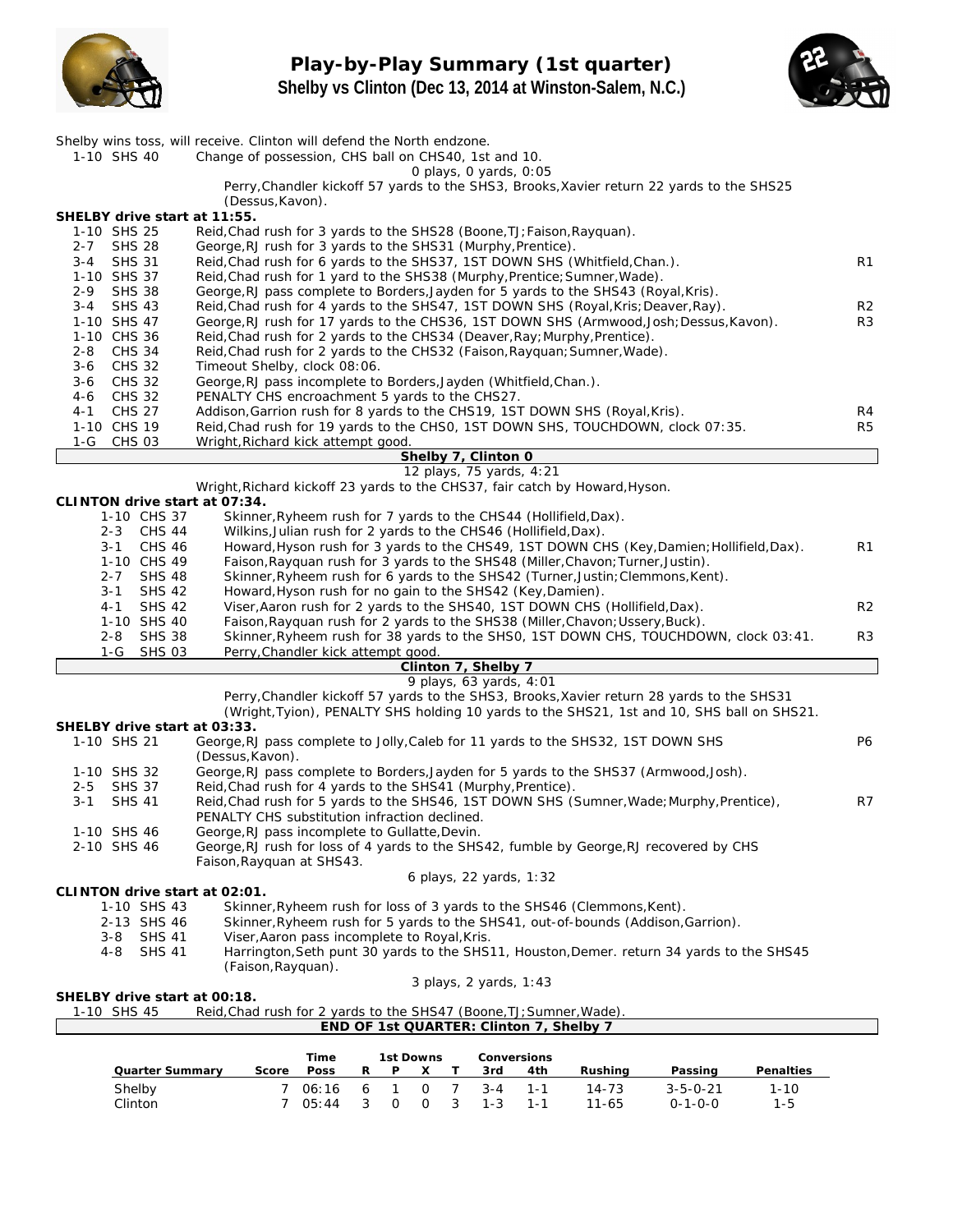# Play-by-Play Summary (1st quarter)

**Shelby vs Clinton (Dec 13, 2014 at Winston-Salem, N.C.)**

Shelby wins toss, will receive. Clinton will defend the North endzone.

| | | |
|---|---|---|
| 1-10 SHS 40 | Change of possession, CHS ball on CHS40, 1st and 10. | |
| | 0 plays, 0 yards, 0:05 | |
| | Perry,Chandler kickoff 57 yards to the SHS3, Brooks,Xavier return 22 yards to the SHS25 (Dessus,Kavon). | |

**SHELBY drive start at 11:55.**

| | | |
|---|---|---|
| 1-10 SHS 25 | Reid,Chad rush for 3 yards to the SHS28 (Boone,TJ;Faison,Rayquan). | |
| 2-7 SHS 28 | George,RJ rush for 3 yards to the SHS31 (Murphy,Prentice). | |
| 3-4 SHS 31 | Reid,Chad rush for 6 yards to the SHS37, 1ST DOWN SHS (Whitfield,Chan.). | R1 |
| 1-10 SHS 37 | Reid,Chad rush for 1 yard to the SHS38 (Murphy,Prentice;Sumner,Wade). | |
| 2-9 SHS 38 | George,RJ pass complete to Borders,Jayden for 5 yards to the SHS43 (Royal,Kris). | |
| 3-4 SHS 43 | Reid,Chad rush for 4 yards to the SHS47, 1ST DOWN SHS (Royal,Kris;Deaver,Ray). | R2 |
| 1-10 SHS 47 | George,RJ rush for 17 yards to the CHS36, 1ST DOWN SHS (Armwood,Josh;Dessus,Kavon). | R3 |
| 1-10 CHS 36 | Reid,Chad rush for 2 yards to the CHS34 (Deaver,Ray;Murphy,Prentice). | |
| 2-8 CHS 34 | Reid,Chad rush for 2 yards to the CHS32 (Faison,Rayquan;Sumner,Wade). | |
| 3-6 CHS 32 | Timeout Shelby, clock 08:06. | |
| 3-6 CHS 32 | George,RJ pass incomplete to Borders,Jayden (Whitfield,Chan.). | |
| 4-6 CHS 32 | PENALTY CHS encroachment 5 yards to the CHS27. | |
| 4-1 CHS 27 | Addison,Garrion rush for 8 yards to the CHS19, 1ST DOWN SHS (Royal,Kris). | R4 |
| 1-10 CHS 19 | Reid,Chad rush for 19 yards to the CHS0, 1ST DOWN SHS, TOUCHDOWN, clock 07:35. | R5 |
| 1-G CHS 03 | Wright,Richard kick attempt good. | |

**Shelby 7, Clinton 0**

12 plays, 75 yards, 4:21

Wright,Richard kickoff 23 yards to the CHS37, fair catch by Howard,Hyson.

**CLINTON drive start at 07:34.**

| | | |
|---|---|---|
| 1-10 CHS 37 | Skinner,Ryheem rush for 7 yards to the CHS44 (Hollifield,Dax). | |
| 2-3 CHS 44 | Wilkins,Julian rush for 2 yards to the CHS46 (Hollifield,Dax). | |
| 3-1 CHS 46 | Howard,Hyson rush for 3 yards to the CHS49, 1ST DOWN CHS (Key,Damien;Hollifield,Dax). | R1 |
| 1-10 CHS 49 | Faison,Rayquan rush for 3 yards to the SHS48 (Miller,Chavon;Turner,Justin). | |
| 2-7 SHS 48 | Skinner,Ryheem rush for 6 yards to the SHS42 (Turner,Justin;Clemmons,Kent). | |
| 3-1 SHS 42 | Howard,Hyson rush for no gain to the SHS42 (Key,Damien). | |
| 4-1 SHS 42 | Viser,Aaron rush for 2 yards to the SHS40, 1ST DOWN CHS (Hollifield,Dax). | R2 |
| 1-10 SHS 40 | Faison,Rayquan rush for 2 yards to the SHS38 (Miller,Chavon;Ussery,Buck). | |
| 2-8 SHS 38 | Skinner,Ryheem rush for 38 yards to the SHS0, 1ST DOWN CHS, TOUCHDOWN, clock 03:41. | R3 |
| 1-G SHS 03 | Perry,Chandler kick attempt good. | |

**Clinton 7, Shelby 7**

9 plays, 63 yards, 4:01

Perry,Chandler kickoff 57 yards to the SHS3, Brooks,Xavier return 28 yards to the SHS31 (Wright,Tyion), PENALTY SHS holding 10 yards to the SHS21, 1st and 10, SHS ball on SHS21.

**SHELBY drive start at 03:33.**

| | | |
|---|---|---|
| 1-10 SHS 21 | George,RJ pass complete to Jolly,Caleb for 11 yards to the SHS32, 1ST DOWN SHS (Dessus,Kavon). | P6 |
| 1-10 SHS 32 | George,RJ pass complete to Borders,Jayden for 5 yards to the SHS37 (Armwood,Josh). | |
| 2-5 SHS 37 | Reid,Chad rush for 4 yards to the SHS41 (Murphy,Prentice). | |
| 3-1 SHS 41 | Reid,Chad rush for 5 yards to the SHS46, 1ST DOWN SHS (Sumner,Wade;Murphy,Prentice), PENALTY CHS substitution infraction declined. | R7 |
| 1-10 SHS 46 | George,RJ pass incomplete to Gullatte,Devin. | |
| 2-10 SHS 46 | George,RJ rush for loss of 4 yards to the SHS42, fumble by George,RJ recovered by CHS Faison,Rayquan at SHS43. | |

6 plays, 22 yards, 1:32

**CLINTON drive start at 02:01.**

| | |
|---|---|
| 1-10 SHS 43 | Skinner,Ryheem rush for loss of 3 yards to the SHS46 (Clemmons,Kent). |
| 2-13 SHS 46 | Skinner,Ryheem rush for 5 yards to the SHS41, out-of-bounds (Addison,Garrion). |
| 3-8 SHS 41 | Viser,Aaron pass incomplete to Royal,Kris. |
| 4-8 SHS 41 | Harrington,Seth punt 30 yards to the SHS11, Houston,Demer. return 34 yards to the SHS45 (Faison,Rayquan). |

3 plays, 2 yards, 1:43

**SHELBY drive start at 00:18.**

| | |
|---|---|
| 1-10 SHS 45 | Reid,Chad rush for 2 yards to the SHS47 (Boone,TJ;Sumner,Wade). |

**END OF 1st QUARTER: Clinton 7, Shelby 7**

| Quarter Summary | Score | Time Poss | 1st Downs R | P | X | T | Conversions 3rd | 4th | Rushing | Passing | Penalties |
|---|---|---|---|---|---|---|---|---|---|---|---|
| Shelby | 7 | 06:16 | 6 | 1 | 0 | 7 | 3-4 | 1-1 | 14-73 | 3-5-0-21 | 1-10 |
| Clinton | 7 | 05:44 | 3 | 0 | 0 | 3 | 1-3 | 1-1 | 11-65 | 0-1-0-0 | 1-5 |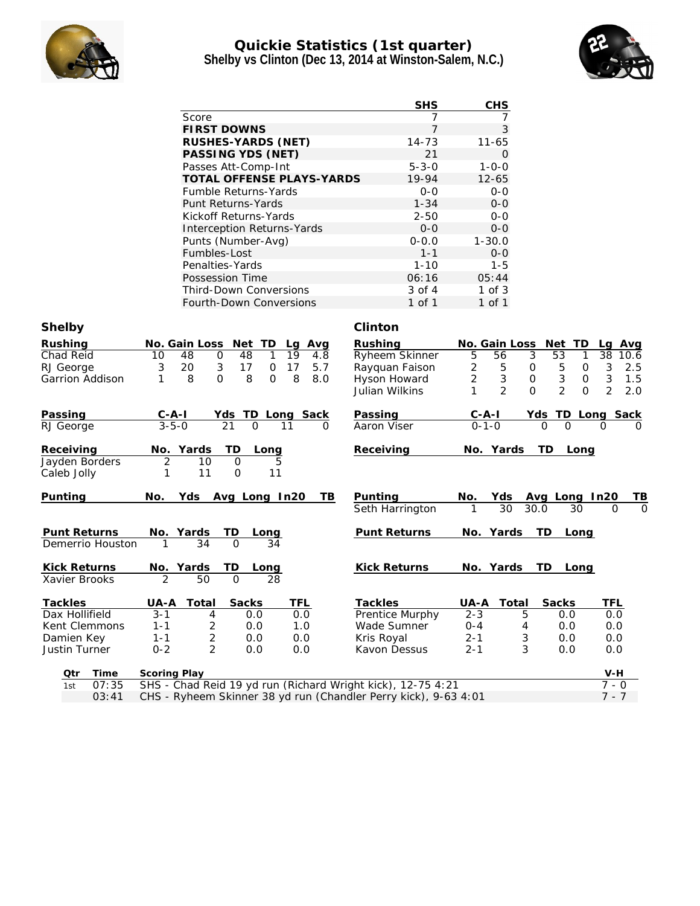# Quickie Statistics (1st quarter)

## Shelby vs Clinton (Dec 13, 2014 at Winston-Salem, N.C.)

| | SHS | CHS |
|---|---|---|
| Score | 7 | 7 |
| **FIRST DOWNS** | 7 | 3 |
| **RUSHES-YARDS (NET)** | 14-73 | 11-65 |
| **PASSING YDS (NET)** | 21 | 0 |
| Passes Att-Comp-Int | 5-3-0 | 1-0-0 |
| **TOTAL OFFENSE PLAYS-YARDS** | 19-94 | 12-65 |
| Fumble Returns-Yards | 0-0 | 0-0 |
| Punt Returns-Yards | 1-34 | 0-0 |
| Kickoff Returns-Yards | 2-50 | 0-0 |
| Interception Returns-Yards | 0-0 | 0-0 |
| Punts (Number-Avg) | 0-0.0 | 1-30.0 |
| Fumbles-Lost | 1-1 | 0-0 |
| Penalties-Yards | 1-10 | 1-5 |
| Possession Time | 06:16 | 05:44 |
| Third-Down Conversions | 3 of 4 | 1 of 3 |
| Fourth-Down Conversions | 1 of 1 | 1 of 1 |

### Shelby

| Rushing | No. | Gain | Loss | Net | TD | Lg | Avg |
|---|---|---|---|---|---|---|---|
| Chad Reid | 10 | 48 | 0 | 48 | 1 | 19 | 4.8 |
| RJ George | 3 | 20 | 3 | 17 | 0 | 17 | 5.7 |
| Garrion Addison | 1 | 8 | 0 | 8 | 0 | 8 | 8.0 |

| Passing | C-A-I | Yds | TD | Long | Sack |
|---|---|---|---|---|---|
| RJ George | 3-5-0 | 21 | 0 | 11 | 0 |

| Receiving | No. | Yards | TD | Long |
|---|---|---|---|---|
| Jayden Borders | 2 | 10 | 0 | 5 |
| Caleb Jolly | 1 | 11 | 0 | 11 |

| Punting | No. | Yds | Avg | Long | In20 | TB |
|---|---|---|---|---|---|---|

| Punt Returns | No. | Yards | TD | Long |
|---|---|---|---|---|
| Demerrio Houston | 1 | 34 | 0 | 34 |

| Kick Returns | No. | Yards | TD | Long |
|---|---|---|---|---|
| Xavier Brooks | 2 | 50 | 0 | 28 |

| Tackles | UA-A | Total | Sacks | TFL |
|---|---|---|---|---|
| Dax Hollifield | 3-1 | 4 | 0.0 | 0.0 |
| Kent Clemmons | 1-1 | 2 | 0.0 | 1.0 |
| Damien Key | 1-1 | 2 | 0.0 | 0.0 |
| Justin Turner | 0-2 | 2 | 0.0 | 0.0 |

### Clinton

| Rushing | No. | Gain | Loss | Net | TD | Lg | Avg |
|---|---|---|---|---|---|---|---|
| Ryheem Skinner | 5 | 56 | 3 | 53 | 1 | 38 | 10.6 |
| Rayquan Faison | 2 | 5 | 0 | 5 | 0 | 3 | 2.5 |
| Hyson Howard | 2 | 3 | 0 | 3 | 0 | 3 | 1.5 |
| Julian Wilkins | 1 | 2 | 0 | 2 | 0 | 2 | 2.0 |

| Passing | C-A-I | Yds | TD | Long | Sack |
|---|---|---|---|---|---|
| Aaron Viser | 0-1-0 | 0 | 0 | 0 | 0 |

| Receiving | No. | Yards | TD | Long |
|---|---|---|---|---|

| Punting | No. | Yds | Avg | Long | In20 | TB |
|---|---|---|---|---|---|---|
| Seth Harrington | 1 | 30 | 30.0 | 30 | 0 | 0 |

| Punt Returns | No. | Yards | TD | Long |
|---|---|---|---|---|

| Kick Returns | No. | Yards | TD | Long |
|---|---|---|---|---|

| Tackles | UA-A | Total | Sacks | TFL |
|---|---|---|---|---|
| Prentice Murphy | 2-3 | 5 | 0.0 | 0.0 |
| Wade Sumner | 0-4 | 4 | 0.0 | 0.0 |
| Kris Royal | 2-1 | 3 | 0.0 | 0.0 |
| Kavon Dessus | 2-1 | 3 | 0.0 | 0.0 |

### Scoring

| Qtr | Time | Scoring Play | V-H |
|---|---|---|---|
| 1st | 07:35 | SHS - Chad Reid 19 yd run (Richard Wright kick), 12-75 4:21 | 7 - 0 |
| | 03:41 | CHS - Ryheem Skinner 38 yd run (Chandler Perry kick), 9-63 4:01 | 7 - 7 |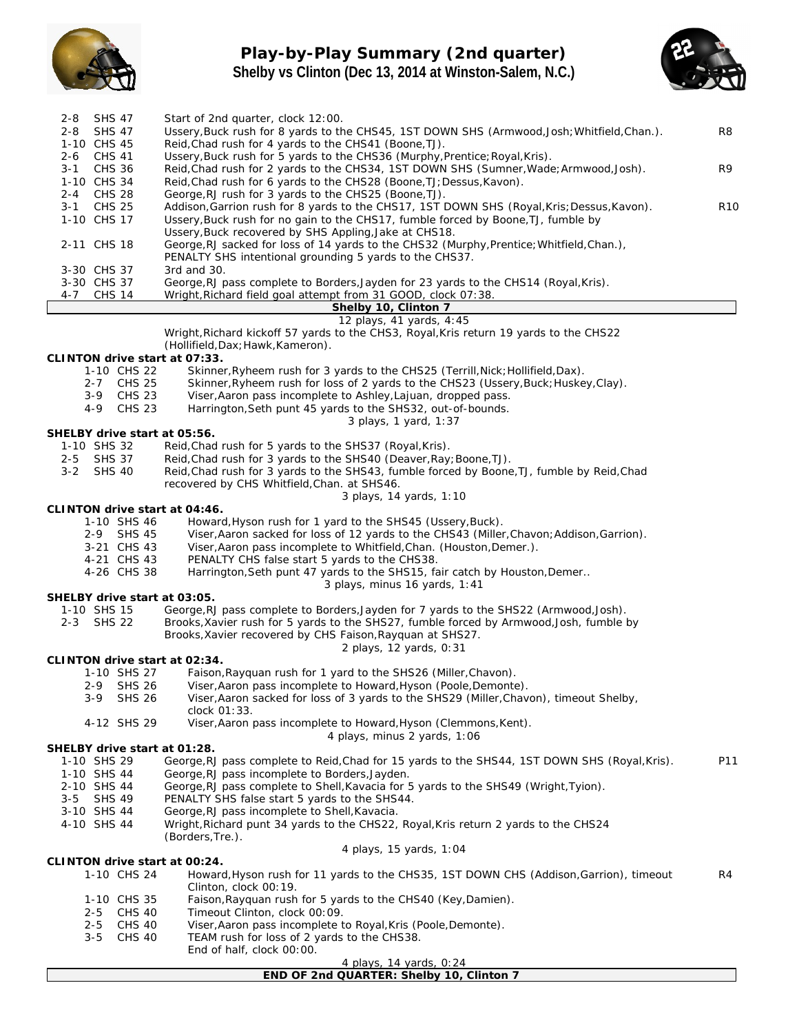# Play-by-Play Summary (2nd quarter)

## Shelby vs Clinton (Dec 13, 2014 at Winston-Salem, N.C.)

| Down | Spot | Play | |
|---|---|---|---|
| 2-8 | SHS 47 | Start of 2nd quarter, clock 12:00. | |
| 2-8 | SHS 47 | Ussery,Buck rush for 8 yards to the CHS45, 1ST DOWN SHS (Armwood,Josh;Whitfield,Chan.). | R8 |
| 1-10 | CHS 45 | Reid,Chad rush for 4 yards to the CHS41 (Boone,TJ). | |
| 2-6 | CHS 41 | Ussery,Buck rush for 5 yards to the CHS36 (Murphy,Prentice;Royal,Kris). | |
| 3-1 | CHS 36 | Reid,Chad rush for 2 yards to the CHS34, 1ST DOWN SHS (Sumner,Wade;Armwood,Josh). | R9 |
| 1-10 | CHS 34 | Reid,Chad rush for 6 yards to the CHS28 (Boone,TJ;Dessus,Kavon). | |
| 2-4 | CHS 28 | George,RJ rush for 3 yards to the CHS25 (Boone,TJ). | |
| 3-1 | CHS 25 | Addison,Garrion rush for 8 yards to the CHS17, 1ST DOWN SHS (Royal,Kris;Dessus,Kavon). | R10 |
| 1-10 | CHS 17 | Ussery,Buck rush for no gain to the CHS17, fumble forced by Boone,TJ, fumble by Ussery,Buck recovered by SHS Appling,Jake at CHS18. | |
| 2-11 | CHS 18 | George,RJ sacked for loss of 14 yards to the CHS32 (Murphy,Prentice;Whitfield,Chan.), PENALTY SHS intentional grounding 5 yards to the CHS37. | |
| 3-30 | CHS 37 | 3rd and 30. | |
| 3-30 | CHS 37 | George,RJ pass complete to Borders,Jayden for 23 yards to the CHS14 (Royal,Kris). | |
| 4-7 | CHS 14 | Wright,Richard field goal attempt from 31 GOOD, clock 07:38. | |

**Shelby 10, Clinton 7**

12 plays, 41 yards, 4:45

Wright,Richard kickoff 57 yards to the CHS3, Royal,Kris return 19 yards to the CHS22 (Hollifield,Dax;Hawk,Kameron).

**CLINTON drive start at 07:33.**

| Down | Spot | Play |
|---|---|---|
| 1-10 | CHS 22 | Skinner,Ryheem rush for 3 yards to the CHS25 (Terrill,Nick;Hollifield,Dax). |
| 2-7 | CHS 25 | Skinner,Ryheem rush for loss of 2 yards to the CHS23 (Ussery,Buck;Huskey,Clay). |
| 3-9 | CHS 23 | Viser,Aaron pass incomplete to Ashley,Lajuan, dropped pass. |
| 4-9 | CHS 23 | Harrington,Seth punt 45 yards to the SHS32, out-of-bounds. |

3 plays, 1 yard, 1:37

**SHELBY drive start at 05:56.**

| Down | Spot | Play |
|---|---|---|
| 1-10 | SHS 32 | Reid,Chad rush for 5 yards to the SHS37 (Royal,Kris). |
| 2-5 | SHS 37 | Reid,Chad rush for 3 yards to the SHS40 (Deaver,Ray;Boone,TJ). |
| 3-2 | SHS 40 | Reid,Chad rush for 3 yards to the SHS43, fumble forced by Boone,TJ, fumble by Reid,Chad recovered by CHS Whitfield,Chan. at SHS46. |

3 plays, 14 yards, 1:10

**CLINTON drive start at 04:46.**

| Down | Spot | Play |
|---|---|---|
| 1-10 | SHS 46 | Howard,Hyson rush for 1 yard to the SHS45 (Ussery,Buck). |
| 2-9 | SHS 45 | Viser,Aaron sacked for loss of 12 yards to the CHS43 (Miller,Chavon;Addison,Garrion). |
| 3-21 | CHS 43 | Viser,Aaron pass incomplete to Whitfield,Chan. (Houston,Demer.). |
| 4-21 | CHS 43 | PENALTY CHS false start 5 yards to the CHS38. |
| 4-26 | CHS 38 | Harrington,Seth punt 47 yards to the SHS15, fair catch by Houston,Demer.. |

3 plays, minus 16 yards, 1:41

**SHELBY drive start at 03:05.**

| Down | Spot | Play |
|---|---|---|
| 1-10 | SHS 15 | George,RJ pass complete to Borders,Jayden for 7 yards to the SHS22 (Armwood,Josh). |
| 2-3 | SHS 22 | Brooks,Xavier rush for 5 yards to the SHS27, fumble forced by Armwood,Josh, fumble by Brooks,Xavier recovered by CHS Faison,Rayquan at SHS27. |

2 plays, 12 yards, 0:31

**CLINTON drive start at 02:34.**

| Down | Spot | Play |
|---|---|---|
| 1-10 | SHS 27 | Faison,Rayquan rush for 1 yard to the SHS26 (Miller,Chavon). |
| 2-9 | SHS 26 | Viser,Aaron pass incomplete to Howard,Hyson (Poole,Demonte). |
| 3-9 | SHS 26 | Viser,Aaron sacked for loss of 3 yards to the SHS29 (Miller,Chavon), timeout Shelby, clock 01:33. |
| 4-12 | SHS 29 | Viser,Aaron pass incomplete to Howard,Hyson (Clemmons,Kent). |

4 plays, minus 2 yards, 1:06

**SHELBY drive start at 01:28.**

| Down | Spot | Play | |
|---|---|---|---|
| 1-10 | SHS 29 | George,RJ pass complete to Reid,Chad for 15 yards to the SHS44, 1ST DOWN SHS (Royal,Kris). | P11 |
| 1-10 | SHS 44 | George,RJ pass incomplete to Borders,Jayden. | |
| 2-10 | SHS 44 | George,RJ pass complete to Shell,Kavacia for 5 yards to the SHS49 (Wright,Tyion). | |
| 3-5 | SHS 49 | PENALTY SHS false start 5 yards to the SHS44. | |
| 3-10 | SHS 44 | George,RJ pass incomplete to Shell,Kavacia. | |
| 4-10 | SHS 44 | Wright,Richard punt 34 yards to the CHS22, Royal,Kris return 2 yards to the CHS24 (Borders,Tre.). | |

4 plays, 15 yards, 1:04

**CLINTON drive start at 00:24.**

| Down | Spot | Play | |
|---|---|---|---|
| 1-10 | CHS 24 | Howard,Hyson rush for 11 yards to the CHS35, 1ST DOWN CHS (Addison,Garrion), timeout Clinton, clock 00:19. | R4 |
| 1-10 | CHS 35 | Faison,Rayquan rush for 5 yards to the CHS40 (Key,Damien). | |
| 2-5 | CHS 40 | Timeout Clinton, clock 00:09. | |
| 2-5 | CHS 40 | Viser,Aaron pass incomplete to Royal,Kris (Poole,Demonte). | |
| 3-5 | CHS 40 | TEAM rush for loss of 2 yards to the CHS38. End of half, clock 00:00. | |

4 plays, 14 yards, 0:24

**END OF 2nd QUARTER: Shelby 10, Clinton 7**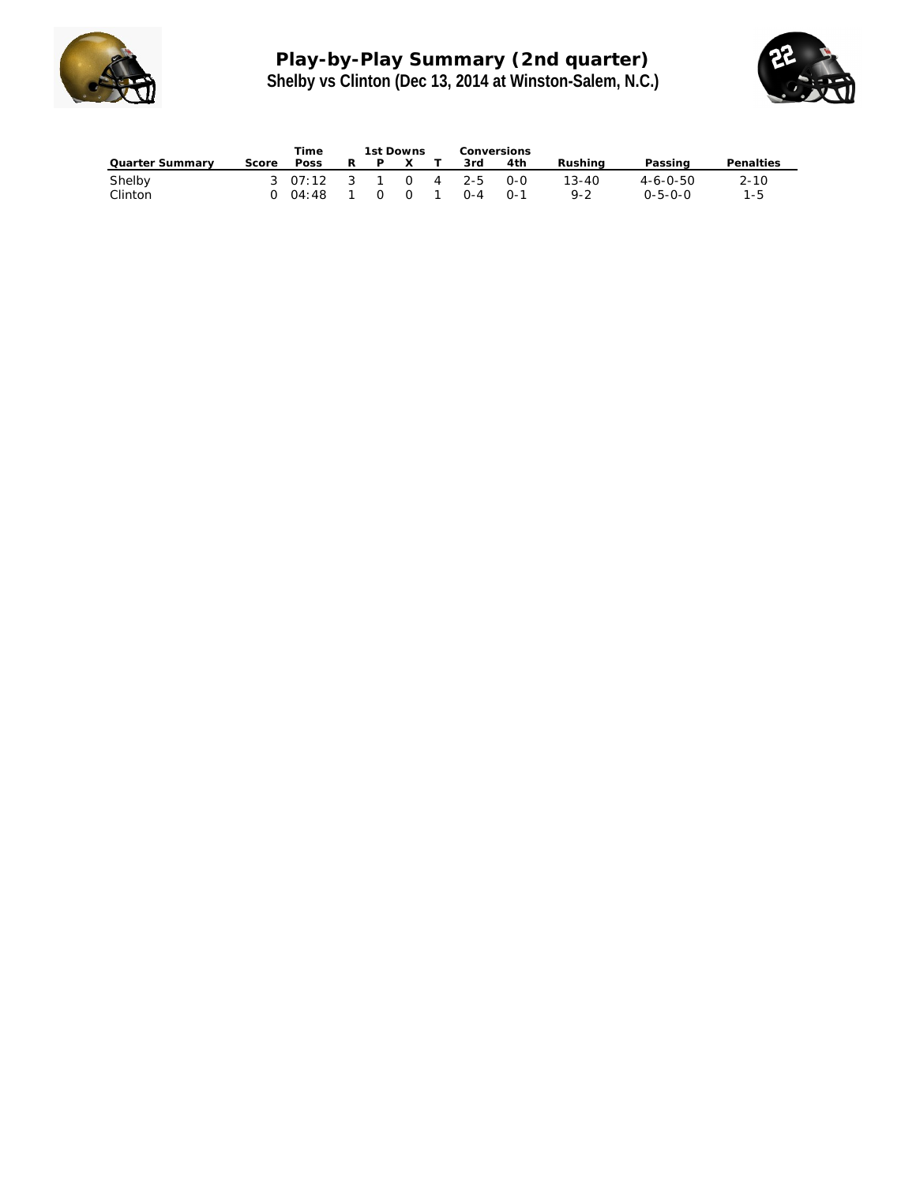# Play-by-Play Summary (2nd quarter)

## Shelby vs Clinton (Dec 13, 2014 at Winston-Salem, N.C.)

| Quarter Summary | Score | Time Poss | 1st Downs R | 1st Downs P | 1st Downs X | 1st Downs T | Conversions 3rd | Conversions 4th | Rushing | Passing | Penalties |
|---|---|---|---|---|---|---|---|---|---|---|---|
| Shelby | 3 | 07:12 | 3 | 1 | 0 | 4 | 2-5 | 0-0 | 13-40 | 4-6-0-50 | 2-10 |
| Clinton | 0 | 04:48 | 1 | 0 | 0 | 1 | 0-4 | 0-1 | 9-2 | 0-5-0-0 | 1-5 |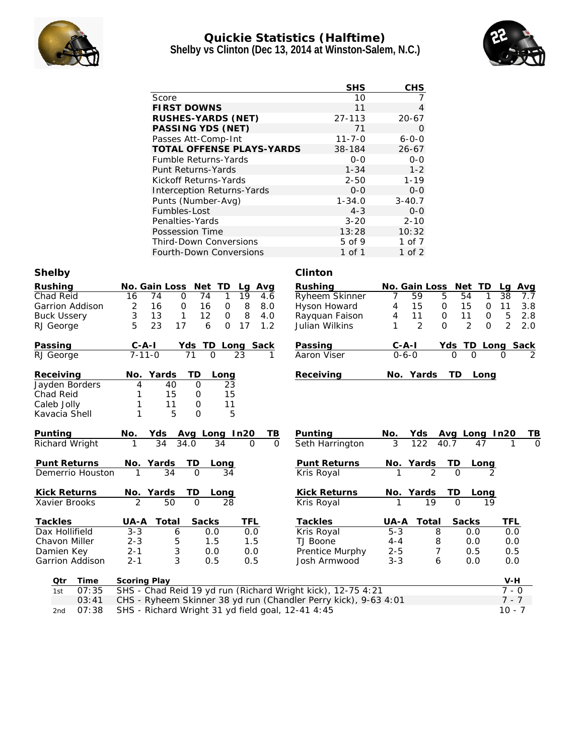# Quickie Statistics (Halftime)

## Shelby vs Clinton (Dec 13, 2014 at Winston-Salem, N.C.)

| | SHS | CHS |
|---|---|---|
| Score | 10 | 7 |
| **FIRST DOWNS** | 11 | 4 |
| **RUSHES-YARDS (NET)** | 27-113 | 20-67 |
| **PASSING YDS (NET)** | 71 | 0 |
| Passes Att-Comp-Int | 11-7-0 | 6-0-0 |
| **TOTAL OFFENSE PLAYS-YARDS** | 38-184 | 26-67 |
| Fumble Returns-Yards | 0-0 | 0-0 |
| Punt Returns-Yards | 1-34 | 1-2 |
| Kickoff Returns-Yards | 2-50 | 1-19 |
| Interception Returns-Yards | 0-0 | 0-0 |
| Punts (Number-Avg) | 1-34.0 | 3-40.7 |
| Fumbles-Lost | 4-3 | 0-0 |
| Penalties-Yards | 3-20 | 2-10 |
| Possession Time | 13:28 | 10:32 |
| Third-Down Conversions | 5 of 9 | 1 of 7 |
| Fourth-Down Conversions | 1 of 1 | 1 of 2 |

### Shelby

| Rushing | No. | Gain | Loss | Net | TD | Lg | Avg |
|---|---|---|---|---|---|---|---|
| Chad Reid | 16 | 74 | 0 | 74 | 1 | 19 | 4.6 |
| Garrion Addison | 2 | 16 | 0 | 16 | 0 | 8 | 8.0 |
| Buck Ussery | 3 | 13 | 1 | 12 | 0 | 8 | 4.0 |
| RJ George | 5 | 23 | 17 | 6 | 0 | 17 | 1.2 |

| Passing | C-A-I | Yds | TD | Long | Sack |
|---|---|---|---|---|---|
| RJ George | 7-11-0 | 71 | 0 | 23 | 1 |

| Receiving | No. | Yards | TD | Long |
|---|---|---|---|---|
| Jayden Borders | 4 | 40 | 0 | 23 |
| Chad Reid | 1 | 15 | 0 | 15 |
| Caleb Jolly | 1 | 11 | 0 | 11 |
| Kavacia Shell | 1 | 5 | 0 | 5 |

| Punting | No. | Yds | Avg | Long | In20 | TB |
|---|---|---|---|---|---|---|
| Richard Wright | 1 | 34 | 34.0 | 34 | 0 | 0 |

| Punt Returns | No. | Yards | TD | Long |
|---|---|---|---|---|
| Demerrio Houston | 1 | 34 | 0 | 34 |

| Kick Returns | No. | Yards | TD | Long |
|---|---|---|---|---|
| Xavier Brooks | 2 | 50 | 0 | 28 |

| Tackles | UA-A | Total | Sacks | TFL |
|---|---|---|---|---|
| Dax Hollifield | 3-3 | 6 | 0.0 | 0.0 |
| Chavon Miller | 2-3 | 5 | 1.5 | 1.5 |
| Damien Key | 2-1 | 3 | 0.0 | 0.0 |
| Garrion Addison | 2-1 | 3 | 0.5 | 0.5 |

### Clinton

| Rushing | No. | Gain | Loss | Net | TD | Lg | Avg |
|---|---|---|---|---|---|---|---|
| Ryheem Skinner | 7 | 59 | 5 | 54 | 1 | 38 | 7.7 |
| Hyson Howard | 4 | 15 | 0 | 15 | 0 | 11 | 3.8 |
| Rayquan Faison | 4 | 11 | 0 | 11 | 0 | 5 | 2.8 |
| Julian Wilkins | 1 | 2 | 0 | 2 | 0 | 2 | 2.0 |

| Passing | C-A-I | Yds | TD | Long | Sack |
|---|---|---|---|---|---|
| Aaron Viser | 0-6-0 | 0 | 0 | 0 | 2 |

| Receiving | No. | Yards | TD | Long |
|---|---|---|---|---|

| Punting | No. | Yds | Avg | Long | In20 | TB |
|---|---|---|---|---|---|---|
| Seth Harrington | 3 | 122 | 40.7 | 47 | 1 | 0 |

| Punt Returns | No. | Yards | TD | Long |
|---|---|---|---|---|
| Kris Royal | 1 | 2 | 0 | 2 |

| Kick Returns | No. | Yards | TD | Long |
|---|---|---|---|---|
| Kris Royal | 1 | 19 | 0 | 19 |

| Tackles | UA-A | Total | Sacks | TFL |
|---|---|---|---|---|
| Kris Royal | 5-3 | 8 | 0.0 | 0.0 |
| TJ Boone | 4-4 | 8 | 0.0 | 0.0 |
| Prentice Murphy | 2-5 | 7 | 0.5 | 0.5 |
| Josh Armwood | 3-3 | 6 | 0.0 | 0.0 |

### Scoring Summary

| Qtr | Time | Scoring Play | V-H |
|---|---|---|---|
| 1st | 07:35 | SHS - Chad Reid 19 yd run (Richard Wright kick), 12-75 4:21 | 7 - 0 |
| | 03:41 | CHS - Ryheem Skinner 38 yd run (Chandler Perry kick), 9-63 4:01 | 7 - 7 |
| 2nd | 07:38 | SHS - Richard Wright 31 yd field goal, 12-41 4:45 | 10 - 7 |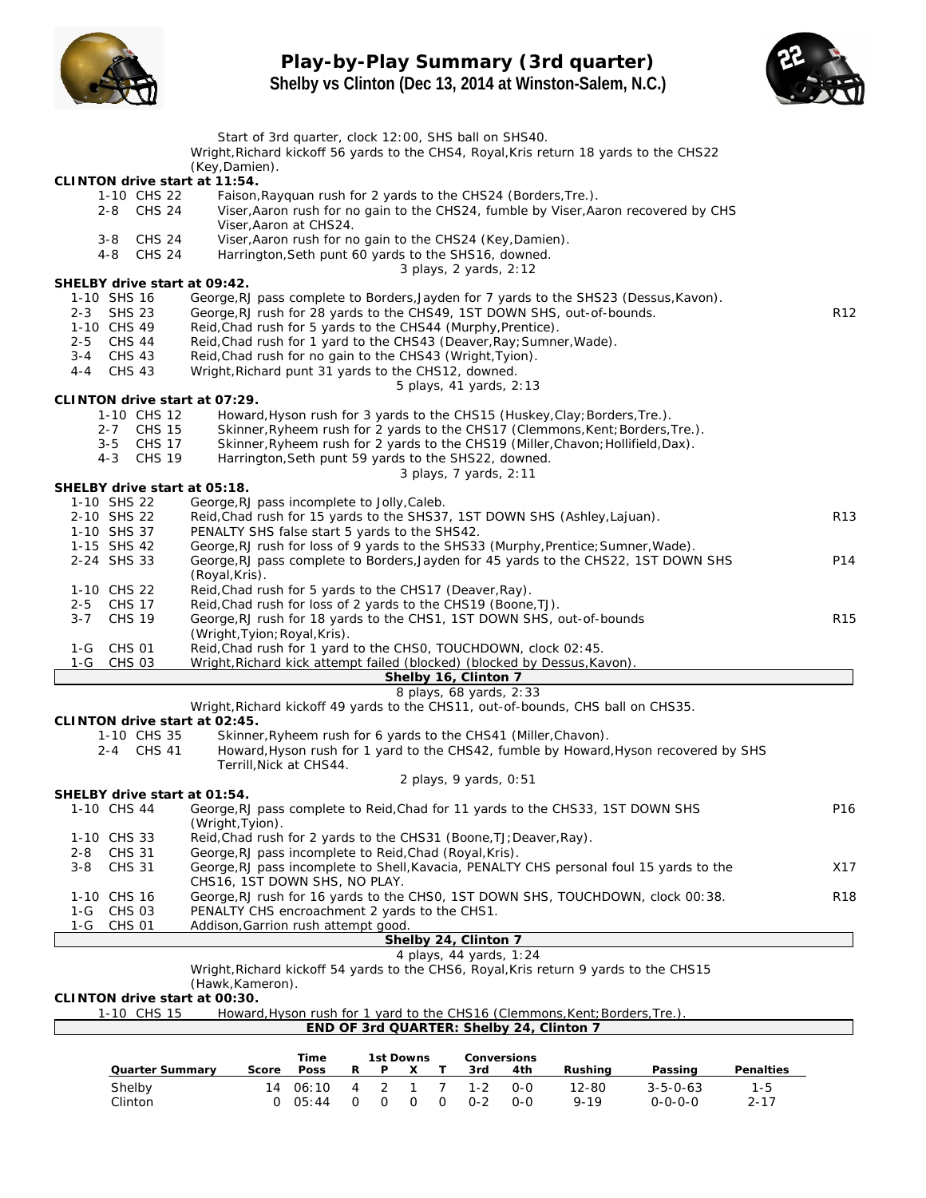# Play-by-Play Summary (3rd quarter)

## Shelby vs Clinton (Dec 13, 2014 at Winston-Salem, N.C.)

Start of 3rd quarter, clock 12:00, SHS ball on SHS40.
Wright,Richard kickoff 56 yards to the CHS4, Royal,Kris return 18 yards to the CHS22 (Key,Damien).

**CLINTON drive start at 11:54.**

| | | |
|---|---|---|
| 1-10 CHS 22 | Faison,Rayquan rush for 2 yards to the CHS24 (Borders,Tre.). | |
| 2-8 CHS 24 | Viser,Aaron rush for no gain to the CHS24, fumble by Viser,Aaron recovered by CHS Viser,Aaron at CHS24. | |
| 3-8 CHS 24 | Viser,Aaron rush for no gain to the CHS24 (Key,Damien). | |
| 4-8 CHS 24 | Harrington,Seth punt 60 yards to the SHS16, downed. | |

3 plays, 2 yards, 2:12

**SHELBY drive start at 09:42.**

| | | |
|---|---|---|
| 1-10 SHS 16 | George,RJ pass complete to Borders,Jayden for 7 yards to the SHS23 (Dessus,Kavon). | |
| 2-3 SHS 23 | George,RJ rush for 28 yards to the CHS49, 1ST DOWN SHS, out-of-bounds. | R12 |
| 1-10 CHS 49 | Reid,Chad rush for 5 yards to the CHS44 (Murphy,Prentice). | |
| 2-5 CHS 44 | Reid,Chad rush for 1 yard to the CHS43 (Deaver,Ray;Sumner,Wade). | |
| 3-4 CHS 43 | Reid,Chad rush for no gain to the CHS43 (Wright,Tyion). | |
| 4-4 CHS 43 | Wright,Richard punt 31 yards to the CHS12, downed. | |

5 plays, 41 yards, 2:13

**CLINTON drive start at 07:29.**

| | | |
|---|---|---|
| 1-10 CHS 12 | Howard,Hyson rush for 3 yards to the CHS15 (Huskey,Clay;Borders,Tre.). | |
| 2-7 CHS 15 | Skinner,Ryheem rush for 2 yards to the CHS17 (Clemmons,Kent;Borders,Tre.). | |
| 3-5 CHS 17 | Skinner,Ryheem rush for 2 yards to the CHS19 (Miller,Chavon;Hollifield,Dax). | |
| 4-3 CHS 19 | Harrington,Seth punt 59 yards to the SHS22, downed. | |

3 plays, 7 yards, 2:11

**SHELBY drive start at 05:18.**

| | | |
|---|---|---|
| 1-10 SHS 22 | George,RJ pass incomplete to Jolly,Caleb. | |
| 2-10 SHS 22 | Reid,Chad rush for 15 yards to the SHS37, 1ST DOWN SHS (Ashley,Lajuan). | R13 |
| 1-10 SHS 37 | PENALTY SHS false start 5 yards to the SHS42. | |
| 1-15 SHS 42 | George,RJ rush for loss of 9 yards to the SHS33 (Murphy,Prentice;Sumner,Wade). | |
| 2-24 SHS 33 | George,RJ pass complete to Borders,Jayden for 45 yards to the CHS22, 1ST DOWN SHS (Royal,Kris). | P14 |
| 1-10 CHS 22 | Reid,Chad rush for 5 yards to the CHS17 (Deaver,Ray). | |
| 2-5 CHS 17 | Reid,Chad rush for loss of 2 yards to the CHS19 (Boone,TJ). | |
| 3-7 CHS 19 | George,RJ rush for 18 yards to the CHS1, 1ST DOWN SHS, out-of-bounds (Wright,Tyion;Royal,Kris). | R15 |
| 1-G CHS 01 | Reid,Chad rush for 1 yard to the CHS0, TOUCHDOWN, clock 02:45. | |
| 1-G CHS 03 | Wright,Richard kick attempt failed (blocked) (blocked by Dessus,Kavon). | |

**Shelby 16, Clinton 7**

8 plays, 68 yards, 2:33

Wright,Richard kickoff 49 yards to the CHS11, out-of-bounds, CHS ball on CHS35.

**CLINTON drive start at 02:45.**

| | | |
|---|---|---|
| 1-10 CHS 35 | Skinner,Ryheem rush for 6 yards to the CHS41 (Miller,Chavon). | |
| 2-4 CHS 41 | Howard,Hyson rush for 1 yard to the CHS42, fumble by Howard,Hyson recovered by SHS Terrill,Nick at CHS44. | |

2 plays, 9 yards, 0:51

**SHELBY drive start at 01:54.**

| | | |
|---|---|---|
| 1-10 CHS 44 | George,RJ pass complete to Reid,Chad for 11 yards to the CHS33, 1ST DOWN SHS (Wright,Tyion). | P16 |
| 1-10 CHS 33 | Reid,Chad rush for 2 yards to the CHS31 (Boone,TJ;Deaver,Ray). | |
| 2-8 CHS 31 | George,RJ pass incomplete to Reid,Chad (Royal,Kris). | |
| 3-8 CHS 31 | George,RJ pass incomplete to Shell,Kavacia, PENALTY CHS personal foul 15 yards to the CHS16, 1ST DOWN SHS, NO PLAY. | X17 |
| 1-10 CHS 16 | George,RJ rush for 16 yards to the CHS0, 1ST DOWN SHS, TOUCHDOWN, clock 00:38. | R18 |
| 1-G CHS 03 | PENALTY CHS encroachment 2 yards to the CHS1. | |
| 1-G CHS 01 | Addison,Garrion rush attempt good. | |

**Shelby 24, Clinton 7**

4 plays, 44 yards, 1:24

Wright,Richard kickoff 54 yards to the CHS6, Royal,Kris return 9 yards to the CHS15 (Hawk,Kameron).

**CLINTON drive start at 00:30.**

| | |
|---|---|
| 1-10 CHS 15 | Howard,Hyson rush for 1 yard to the CHS16 (Clemmons,Kent;Borders,Tre.). |

**END OF 3rd QUARTER: Shelby 24, Clinton 7**

| Quarter Summary | Score | Time Poss | 1st Downs R | P | X | T | Conversions 3rd | 4th | Rushing | Passing | Penalties |
|---|---|---|---|---|---|---|---|---|---|---|---|
| Shelby | 14 | 06:10 | 4 | 2 | 1 | 7 | 1-2 | 0-0 | 12-80 | 3-5-0-63 | 1-5 |
| Clinton | 0 | 05:44 | 0 | 0 | 0 | 0 | 0-2 | 0-0 | 9-19 | 0-0-0-0 | 2-17 |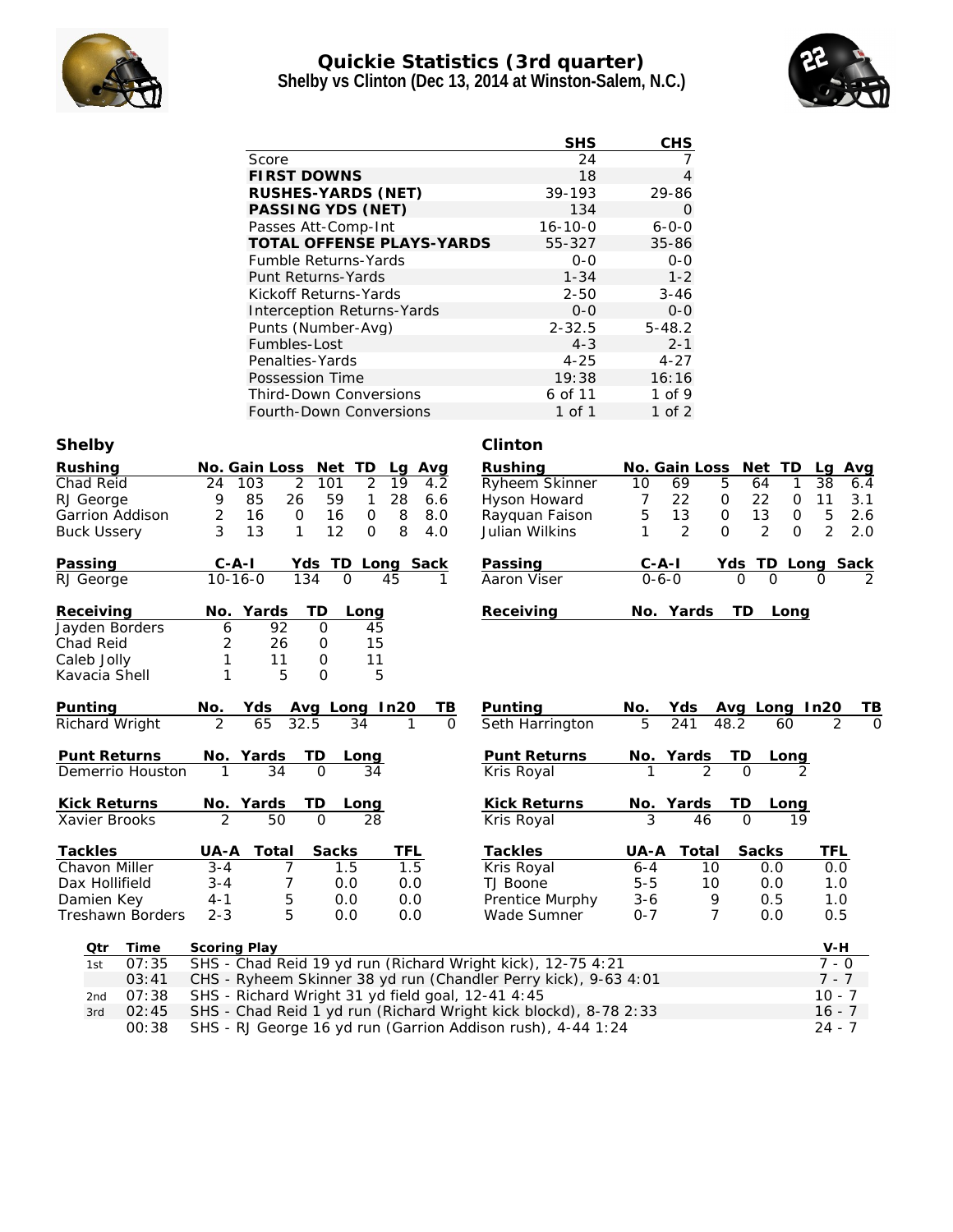# Quickie Statistics (3rd quarter)

## Shelby vs Clinton (Dec 13, 2014 at Winston-Salem, N.C.)

| | SHS | CHS |
|---|---|---|
| Score | 24 | 7 |
| **FIRST DOWNS** | 18 | 4 |
| **RUSHES-YARDS (NET)** | 39-193 | 29-86 |
| **PASSING YDS (NET)** | 134 | 0 |
| Passes Att-Comp-Int | 16-10-0 | 6-0-0 |
| **TOTAL OFFENSE PLAYS-YARDS** | 55-327 | 35-86 |
| Fumble Returns-Yards | 0-0 | 0-0 |
| Punt Returns-Yards | 1-34 | 1-2 |
| Kickoff Returns-Yards | 2-50 | 3-46 |
| Interception Returns-Yards | 0-0 | 0-0 |
| Punts (Number-Avg) | 2-32.5 | 5-48.2 |
| Fumbles-Lost | 4-3 | 2-1 |
| Penalties-Yards | 4-25 | 4-27 |
| Possession Time | 19:38 | 16:16 |
| Third-Down Conversions | 6 of 11 | 1 of 9 |
| Fourth-Down Conversions | 1 of 1 | 1 of 2 |

### Shelby

| Rushing | No. | Gain | Loss | Net | TD | Lg | Avg |
|---|---|---|---|---|---|---|---|
| Chad Reid | 24 | 103 | 2 | 101 | 2 | 19 | 4.2 |
| RJ George | 9 | 85 | 26 | 59 | 1 | 28 | 6.6 |
| Garrion Addison | 2 | 16 | 0 | 16 | 0 | 8 | 8.0 |
| Buck Ussery | 3 | 13 | 1 | 12 | 0 | 8 | 4.0 |

| Passing | C-A-I | Yds | TD | Long | Sack |
|---|---|---|---|---|---|
| RJ George | 10-16-0 | 134 | 0 | 45 | 1 |

| Receiving | No. | Yards | TD | Long |
|---|---|---|---|---|
| Jayden Borders | 6 | 92 | 0 | 45 |
| Chad Reid | 2 | 26 | 0 | 15 |
| Caleb Jolly | 1 | 11 | 0 | 11 |
| Kavacia Shell | 1 | 5 | 0 | 5 |

| Punting | No. | Yds | Avg | Long | In20 | TB |
|---|---|---|---|---|---|---|
| Richard Wright | 2 | 65 | 32.5 | 34 | 1 | 0 |

| Punt Returns | No. | Yards | TD | Long |
|---|---|---|---|---|
| Demerrio Houston | 1 | 34 | 0 | 34 |

| Kick Returns | No. | Yards | TD | Long |
|---|---|---|---|---|
| Xavier Brooks | 2 | 50 | 0 | 28 |

| Tackles | UA-A | Total | Sacks | TFL |
|---|---|---|---|---|
| Chavon Miller | 3-4 | 7 | 1.5 | 1.5 |
| Dax Hollifield | 3-4 | 7 | 0.0 | 0.0 |
| Damien Key | 4-1 | 5 | 0.0 | 0.0 |
| Treshawn Borders | 2-3 | 5 | 0.0 | 0.0 |

### Clinton

| Rushing | No. | Gain | Loss | Net | TD | Lg | Avg |
|---|---|---|---|---|---|---|---|
| Ryheem Skinner | 10 | 69 | 5 | 64 | 1 | 38 | 6.4 |
| Hyson Howard | 7 | 22 | 0 | 22 | 0 | 11 | 3.1 |
| Rayquan Faison | 5 | 13 | 0 | 13 | 0 | 5 | 2.6 |
| Julian Wilkins | 1 | 2 | 0 | 2 | 0 | 2 | 2.0 |

| Passing | C-A-I | Yds | TD | Long | Sack |
|---|---|---|---|---|---|
| Aaron Viser | 0-6-0 | 0 | 0 | 0 | 2 |

| Receiving | No. | Yards | TD | Long |
|---|---|---|---|---|

| Punting | No. | Yds | Avg | Long | In20 | TB |
|---|---|---|---|---|---|---|
| Seth Harrington | 5 | 241 | 48.2 | 60 | 2 | 0 |

| Punt Returns | No. | Yards | TD | Long |
|---|---|---|---|---|
| Kris Royal | 1 | 2 | 0 | 2 |

| Kick Returns | No. | Yards | TD | Long |
|---|---|---|---|---|
| Kris Royal | 3 | 46 | 0 | 19 |

| Tackles | UA-A | Total | Sacks | TFL |
|---|---|---|---|---|
| Kris Royal | 6-4 | 10 | 0.0 | 0.0 |
| TJ Boone | 5-5 | 10 | 0.0 | 1.0 |
| Prentice Murphy | 3-6 | 9 | 0.5 | 1.0 |
| Wade Sumner | 0-7 | 7 | 0.0 | 0.5 |

### Scoring Summary

| Qtr | Time | Scoring Play | V-H |
|---|---|---|---|
| 1st | 07:35 | SHS - Chad Reid 19 yd run (Richard Wright kick), 12-75 4:21 | 7 - 0 |
| | 03:41 | CHS - Ryheem Skinner 38 yd run (Chandler Perry kick), 9-63 4:01 | 7 - 7 |
| 2nd | 07:38 | SHS - Richard Wright 31 yd field goal, 12-41 4:45 | 10 - 7 |
| 3rd | 02:45 | SHS - Chad Reid 1 yd run (Richard Wright kick blockd), 8-78 2:33 | 16 - 7 |
| | 00:38 | SHS - RJ George 16 yd run (Garrion Addison rush), 4-44 1:24 | 24 - 7 |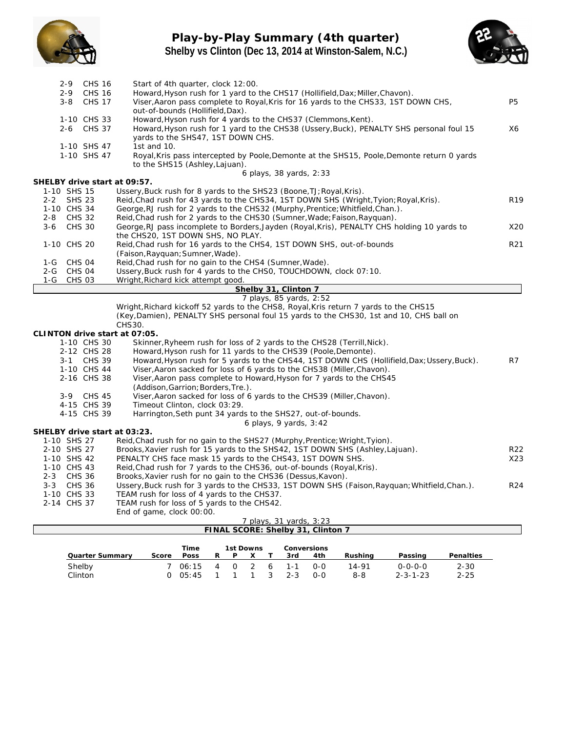# Play-by-Play Summary (4th quarter)

## Shelby vs Clinton (Dec 13, 2014 at Winston-Salem, N.C.)

| Down | Spot | Play | |
|---|---|---|---|
| 2-9 | CHS 16 | Start of 4th quarter, clock 12:00. | |
| 2-9 | CHS 16 | Howard,Hyson rush for 1 yard to the CHS17 (Hollifield,Dax;Miller,Chavon). | |
| 3-8 | CHS 17 | Viser,Aaron pass complete to Royal,Kris for 16 yards to the CHS33, 1ST DOWN CHS, out-of-bounds (Hollifield,Dax). | P5 |
| 1-10 | CHS 33 | Howard,Hyson rush for 4 yards to the CHS37 (Clemmons,Kent). | |
| 2-6 | CHS 37 | Howard,Hyson rush for 1 yard to the CHS38 (Ussery,Buck), PENALTY SHS personal foul 15 yards to the SHS47, 1ST DOWN CHS. | X6 |
| 1-10 | SHS 47 | 1st and 10. | |
| 1-10 | SHS 47 | Royal,Kris pass intercepted by Poole,Demonte at the SHS15, Poole,Demonte return 0 yards to the SHS15 (Ashley,Lajuan). | |
| | | 6 plays, 38 yards, 2:33 | |

**SHELBY drive start at 09:57.**

| Down | Spot | Play | |
|---|---|---|---|
| 1-10 | SHS 15 | Ussery,Buck rush for 8 yards to the SHS23 (Boone,TJ;Royal,Kris). | |
| 2-2 | SHS 23 | Reid,Chad rush for 43 yards to the CHS34, 1ST DOWN SHS (Wright,Tyion;Royal,Kris). | R19 |
| 1-10 | CHS 34 | George,RJ rush for 2 yards to the CHS32 (Murphy,Prentice;Whitfield,Chan.). | |
| 2-8 | CHS 32 | Reid,Chad rush for 2 yards to the CHS30 (Sumner,Wade;Faison,Rayquan). | |
| 3-6 | CHS 30 | George,RJ pass incomplete to Borders,Jayden (Royal,Kris), PENALTY CHS holding 10 yards to the CHS20, 1ST DOWN SHS, NO PLAY. | X20 |
| 1-10 | CHS 20 | Reid,Chad rush for 16 yards to the CHS4, 1ST DOWN SHS, out-of-bounds (Faison,Rayquan;Sumner,Wade). | R21 |
| 1-G | CHS 04 | Reid,Chad rush for no gain to the CHS4 (Sumner,Wade). | |
| 2-G | CHS 04 | Ussery,Buck rush for 4 yards to the CHS0, TOUCHDOWN, clock 07:10. | |
| 1-G | CHS 03 | Wright,Richard kick attempt good. | |

**Shelby 31, Clinton 7**

7 plays, 85 yards, 2:52

Wright,Richard kickoff 52 yards to the CHS8, Royal,Kris return 7 yards to the CHS15 (Key,Damien), PENALTY SHS personal foul 15 yards to the CHS30, 1st and 10, CHS ball on CHS30.

**CLINTON drive start at 07:05.**

| Down | Spot | Play | |
|---|---|---|---|
| 1-10 | CHS 30 | Skinner,Ryheem rush for loss of 2 yards to the CHS28 (Terrill,Nick). | |
| 2-12 | CHS 28 | Howard,Hyson rush for 11 yards to the CHS39 (Poole,Demonte). | |
| 3-1 | CHS 39 | Howard,Hyson rush for 5 yards to the CHS44, 1ST DOWN CHS (Hollifield,Dax;Ussery,Buck). | R7 |
| 1-10 | CHS 44 | Viser,Aaron sacked for loss of 6 yards to the CHS38 (Miller,Chavon). | |
| 2-16 | CHS 38 | Viser,Aaron pass complete to Howard,Hyson for 7 yards to the CHS45 (Addison,Garrion;Borders,Tre.). | |
| 3-9 | CHS 45 | Viser,Aaron sacked for loss of 6 yards to the CHS39 (Miller,Chavon). | |
| 4-15 | CHS 39 | Timeout Clinton, clock 03:29. | |
| 4-15 | CHS 39 | Harrington,Seth punt 34 yards to the SHS27, out-of-bounds. | |
| | | 6 plays, 9 yards, 3:42 | |

**SHELBY drive start at 03:23.**

| Down | Spot | Play | |
|---|---|---|---|
| 1-10 | SHS 27 | Reid,Chad rush for no gain to the SHS27 (Murphy,Prentice;Wright,Tyion). | |
| 2-10 | SHS 27 | Brooks,Xavier rush for 15 yards to the SHS42, 1ST DOWN SHS (Ashley,Lajuan). | R22 |
| 1-10 | SHS 42 | PENALTY CHS face mask 15 yards to the CHS43, 1ST DOWN SHS. | X23 |
| 1-10 | CHS 43 | Reid,Chad rush for 7 yards to the CHS36, out-of-bounds (Royal,Kris). | |
| 2-3 | CHS 36 | Brooks,Xavier rush for no gain to the CHS36 (Dessus,Kavon). | |
| 3-3 | CHS 36 | Ussery,Buck rush for 3 yards to the CHS33, 1ST DOWN SHS (Faison,Rayquan;Whitfield,Chan.). | R24 |
| 1-10 | CHS 33 | TEAM rush for loss of 4 yards to the CHS37. | |
| 2-14 | CHS 37 | TEAM rush for loss of 5 yards to the CHS42. | |
| | | End of game, clock 00:00. | |
| | | 7 plays, 31 yards, 3:23 | |

**FINAL SCORE: Shelby 31, Clinton 7**

| Quarter Summary | Score | Time Poss | 1st Downs R | P | X | T | Conversions 3rd | 4th | Rushing | Passing | Penalties |
|---|---|---|---|---|---|---|---|---|---|---|---|
| Shelby | 7 | 06:15 | 4 | 0 | 2 | 6 | 1-1 | 0-0 | 14-91 | 0-0-0-0 | 2-30 |
| Clinton | 0 | 05:45 | 1 | 1 | 1 | 3 | 2-3 | 0-0 | 8-8 | 2-3-1-23 | 2-25 |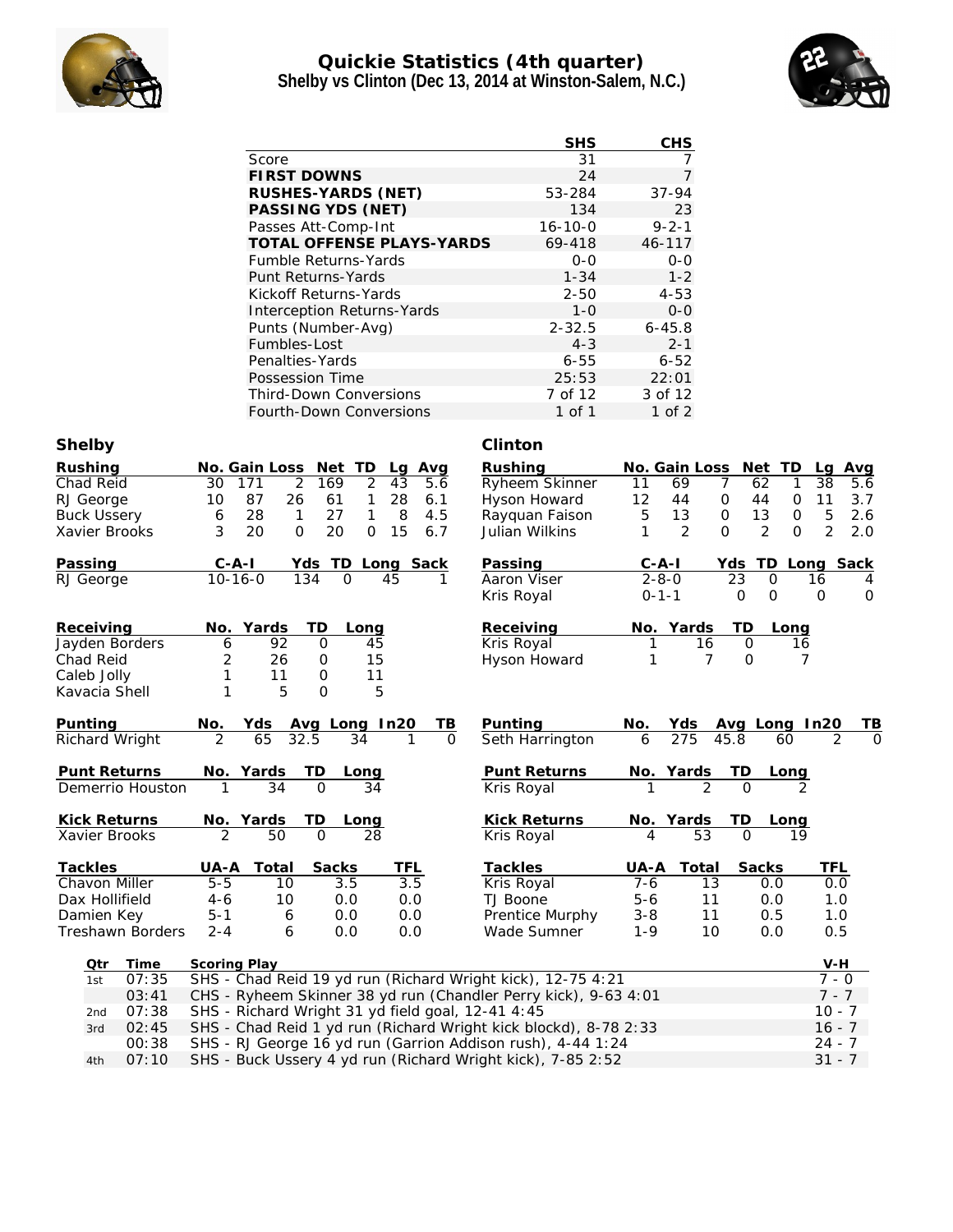# Quickie Statistics (4th quarter)

## Shelby vs Clinton (Dec 13, 2014 at Winston-Salem, N.C.)

| | SHS | CHS |
|---|---|---|
| Score | 31 | 7 |
| **FIRST DOWNS** | 24 | 7 |
| **RUSHES-YARDS (NET)** | 53-284 | 37-94 |
| **PASSING YDS (NET)** | 134 | 23 |
| Passes Att-Comp-Int | 16-10-0 | 9-2-1 |
| **TOTAL OFFENSE PLAYS-YARDS** | 69-418 | 46-117 |
| Fumble Returns-Yards | 0-0 | 0-0 |
| Punt Returns-Yards | 1-34 | 1-2 |
| Kickoff Returns-Yards | 2-50 | 4-53 |
| Interception Returns-Yards | 1-0 | 0-0 |
| Punts (Number-Avg) | 2-32.5 | 6-45.8 |
| Fumbles-Lost | 4-3 | 2-1 |
| Penalties-Yards | 6-55 | 6-52 |
| Possession Time | 25:53 | 22:01 |
| Third-Down Conversions | 7 of 12 | 3 of 12 |
| Fourth-Down Conversions | 1 of 1 | 1 of 2 |

### Shelby

| Rushing | No. | Gain | Loss | Net | TD | Lg | Avg |
|---|---|---|---|---|---|---|---|
| Chad Reid | 30 | 171 | 2 | 169 | 2 | 43 | 5.6 |
| RJ George | 10 | 87 | 26 | 61 | 1 | 28 | 6.1 |
| Buck Ussery | 6 | 28 | 1 | 27 | 1 | 8 | 4.5 |
| Xavier Brooks | 3 | 20 | 0 | 20 | 0 | 15 | 6.7 |

| Passing | C-A-I | Yds | TD | Long | Sack |
|---|---|---|---|---|---|
| RJ George | 10-16-0 | 134 | 0 | 45 | 1 |

| Receiving | No. | Yards | TD | Long |
|---|---|---|---|---|
| Jayden Borders | 6 | 92 | 0 | 45 |
| Chad Reid | 2 | 26 | 0 | 15 |
| Caleb Jolly | 1 | 11 | 0 | 11 |
| Kavacia Shell | 1 | 5 | 0 | 5 |

| Punting | No. | Yds | Avg | Long | In20 | TB |
|---|---|---|---|---|---|---|
| Richard Wright | 2 | 65 | 32.5 | 34 | 1 | 0 |

| Punt Returns | No. | Yards | TD | Long |
|---|---|---|---|---|
| Demerrio Houston | 1 | 34 | 0 | 34 |

| Kick Returns | No. | Yards | TD | Long |
|---|---|---|---|---|
| Xavier Brooks | 2 | 50 | 0 | 28 |

| Tackles | UA-A | Total | Sacks | TFL |
|---|---|---|---|---|
| Chavon Miller | 5-5 | 10 | 3.5 | 3.5 |
| Dax Hollifield | 4-6 | 10 | 0.0 | 0.0 |
| Damien Key | 5-1 | 6 | 0.0 | 0.0 |
| Treshawn Borders | 2-4 | 6 | 0.0 | 0.0 |

### Clinton

| Rushing | No. | Gain | Loss | Net | TD | Lg | Avg |
|---|---|---|---|---|---|---|---|
| Ryheem Skinner | 11 | 69 | 7 | 62 | 1 | 38 | 5.6 |
| Hyson Howard | 12 | 44 | 0 | 44 | 0 | 11 | 3.7 |
| Rayquan Faison | 5 | 13 | 0 | 13 | 0 | 5 | 2.6 |
| Julian Wilkins | 1 | 2 | 0 | 2 | 0 | 2 | 2.0 |

| Passing | C-A-I | Yds | TD | Long | Sack |
|---|---|---|---|---|---|
| Aaron Viser | 2-8-0 | 23 | 0 | 16 | 4 |
| Kris Royal | 0-1-1 | 0 | 0 | 0 | 0 |

| Receiving | No. | Yards | TD | Long |
|---|---|---|---|---|
| Kris Royal | 1 | 16 | 0 | 16 |
| Hyson Howard | 1 | 7 | 0 | 7 |

| Punting | No. | Yds | Avg | Long | In20 | TB |
|---|---|---|---|---|---|---|
| Seth Harrington | 6 | 275 | 45.8 | 60 | 2 | 0 |

| Punt Returns | No. | Yards | TD | Long |
|---|---|---|---|---|
| Kris Royal | 1 | 2 | 0 | 2 |

| Kick Returns | No. | Yards | TD | Long |
|---|---|---|---|---|
| Kris Royal | 4 | 53 | 0 | 19 |

| Tackles | UA-A | Total | Sacks | TFL |
|---|---|---|---|---|
| Kris Royal | 7-6 | 13 | 0.0 | 0.0 |
| TJ Boone | 5-6 | 11 | 0.0 | 1.0 |
| Prentice Murphy | 3-8 | 11 | 0.5 | 1.0 |
| Wade Sumner | 1-9 | 10 | 0.0 | 0.5 |

| Qtr | Time | Scoring Play | V-H |
|---|---|---|---|
| 1st | 07:35 | SHS - Chad Reid 19 yd run (Richard Wright kick), 12-75 4:21 | 7 - 0 |
| | 03:41 | CHS - Ryheem Skinner 38 yd run (Chandler Perry kick), 9-63 4:01 | 7 - 7 |
| 2nd | 07:38 | SHS - Richard Wright 31 yd field goal, 12-41 4:45 | 10 - 7 |
| 3rd | 02:45 | SHS - Chad Reid 1 yd run (Richard Wright kick blockd), 8-78 2:33 | 16 - 7 |
| | 00:38 | SHS - RJ George 16 yd run (Garrion Addison rush), 4-44 1:24 | 24 - 7 |
| 4th | 07:10 | SHS - Buck Ussery 4 yd run (Richard Wright kick), 7-85 2:52 | 31 - 7 |